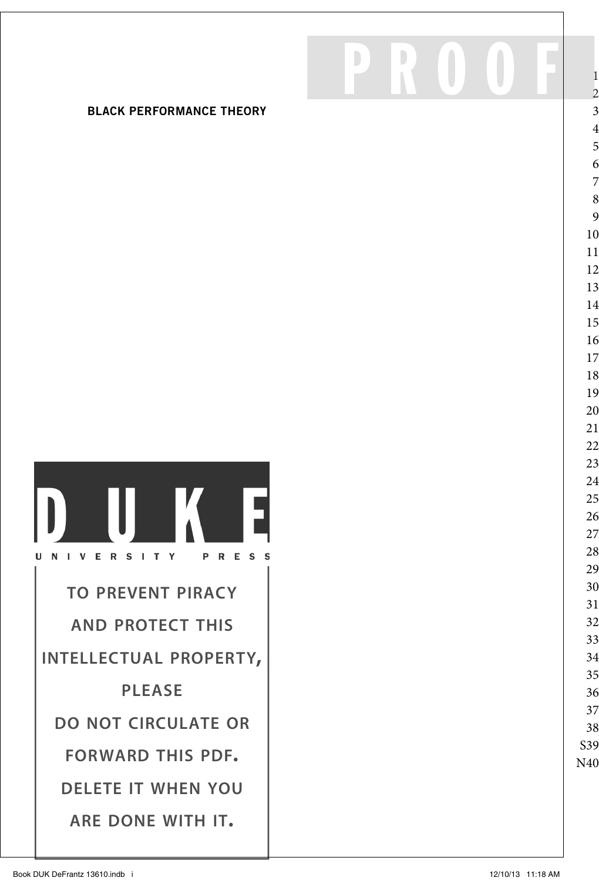BLACK PERFORMANCE THEORY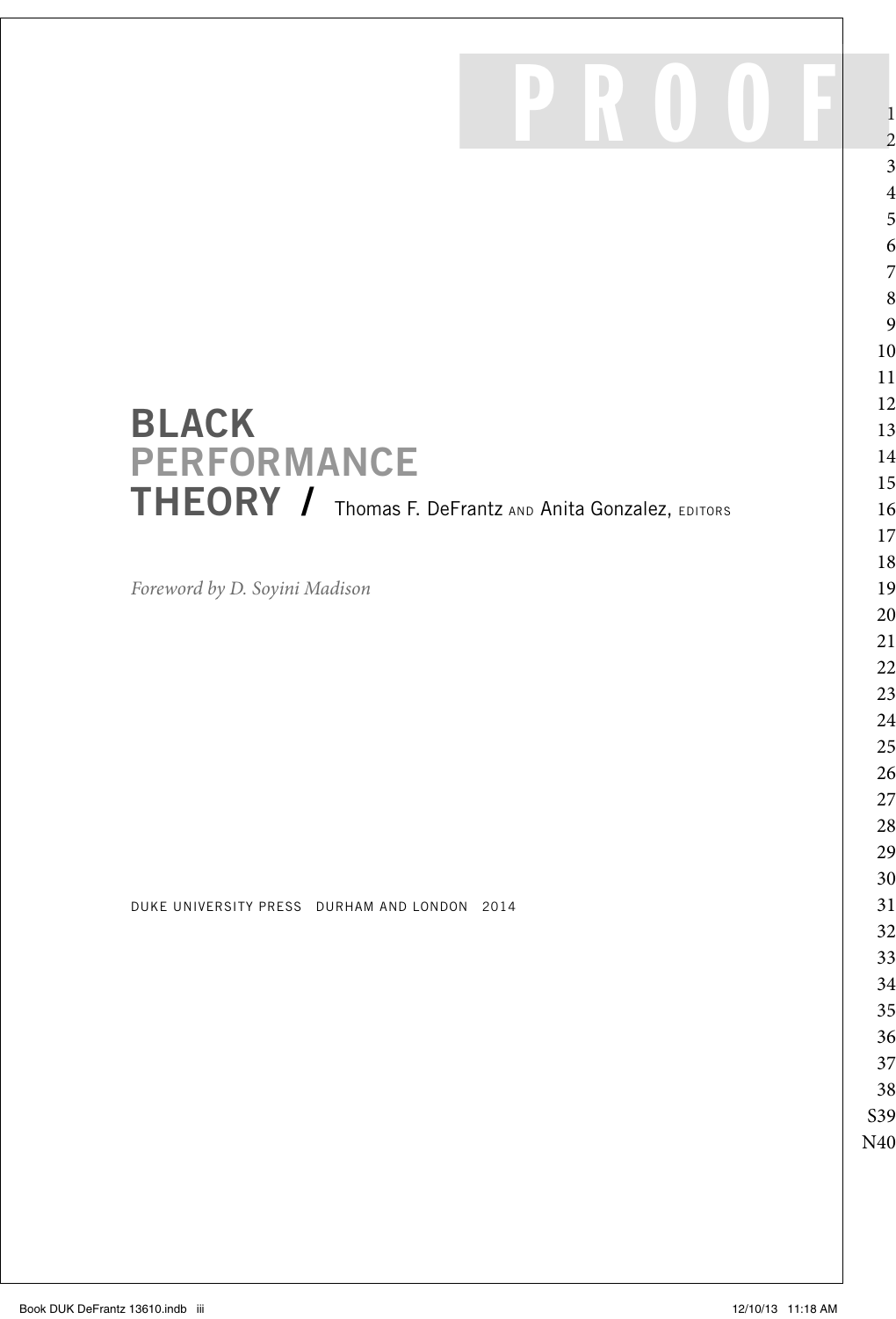# BLACK PERFORMANCE THEORY / Thomas F. DeFrantz AND Anita Gonzalez, EDITORS

*Foreword by D. Soyini Madison*

DUKE UNIVERSITY PRESS DURHAM AND LONDON 2014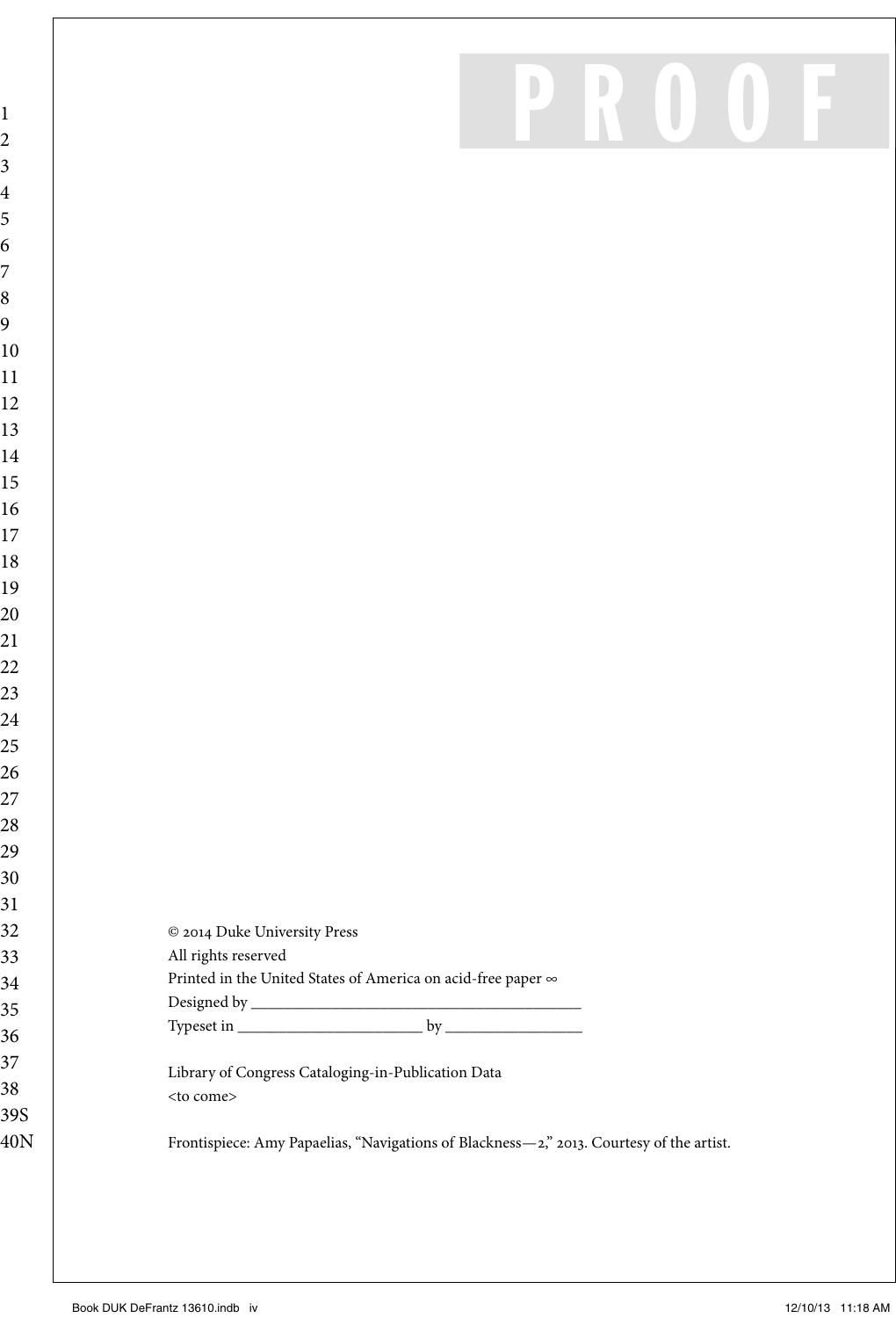© 2014 Duke University Press
All rights reserved
Printed in the United States of America on acid-free paper ∞
Designed by ________________________________________
Typeset in _______________________ by _________________

Library of Congress Cataloging-in-Publication Data
<to come>

Frontispiece: Amy Papaelias, "Navigations of Blackness—2," 2013. Courtesy of the artist.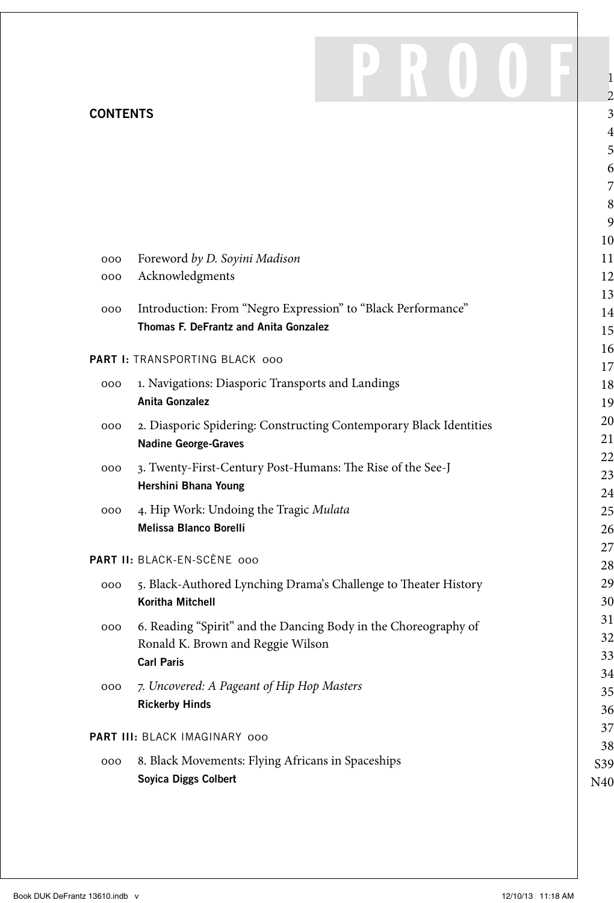# CONTENTS

ooo Foreword *by D. Soyini Madison*

ooo Acknowledgments

ooo Introduction: From “Negro Expression” to “Black Performance”
**Thomas F. DeFrantz and Anita Gonzalez**

## PART I: TRANSPORTING BLACK ooo

ooo 1. Navigations: Diasporic Transports and Landings
**Anita Gonzalez**

ooo 2. Diasporic Spidering: Constructing Contemporary Black Identities
**Nadine George-Graves**

ooo 3. Twenty-First-Century Post-Humans: The Rise of the See-J
**Hershini Bhana Young**

ooo 4. Hip Work: Undoing the Tragic *Mulata*
**Melissa Blanco Borelli**

## PART II: BLACK-EN-SCÈNE ooo

ooo 5. Black-Authored Lynching Drama’s Challenge to Theater History
**Koritha Mitchell**

ooo 6. Reading “Spirit” and the Dancing Body in the Choreography of Ronald K. Brown and Reggie Wilson
**Carl Paris**

ooo 7. *Uncovered: A Pageant of Hip Hop Masters*
**Rickerby Hinds**

## PART III: BLACK IMAGINARY ooo

ooo 8. Black Movements: Flying Africans in Spaceships
**Soyica Diggs Colbert**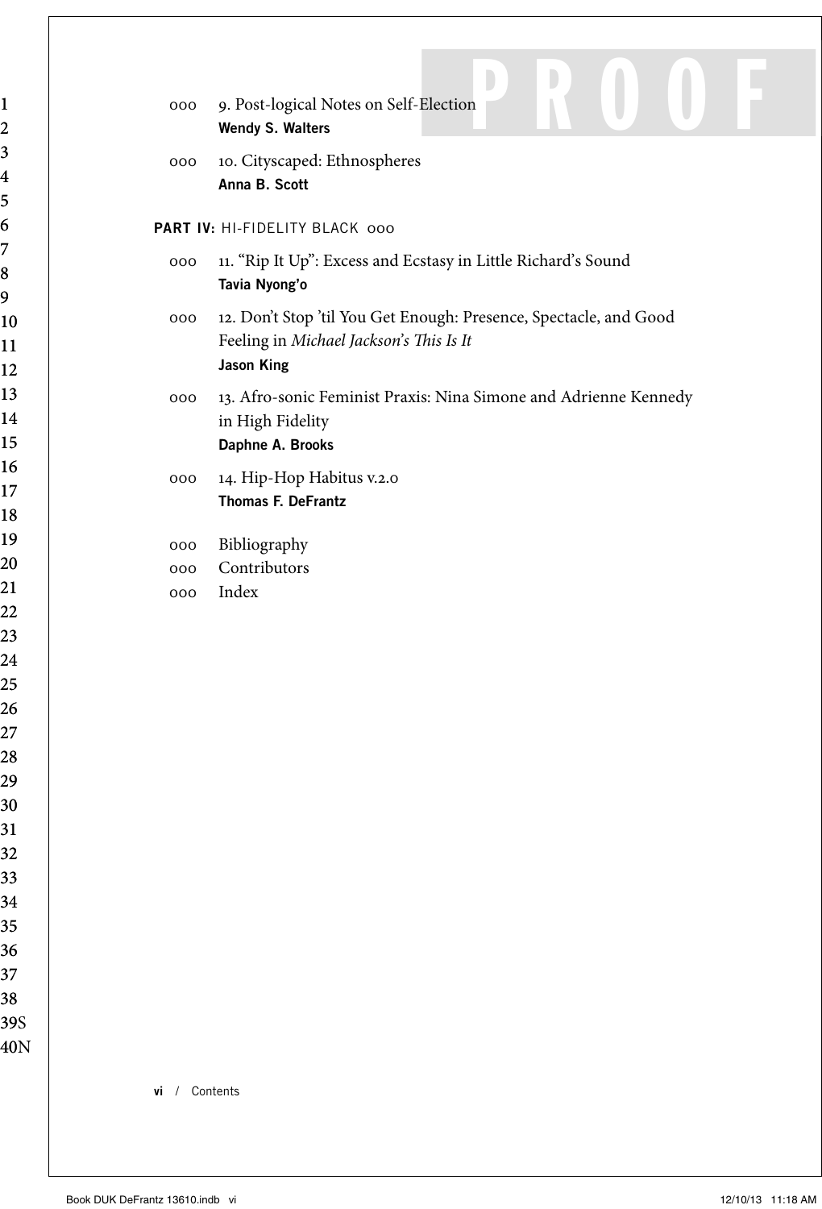000 9. Post-logical Notes on Self-Election
**Wendy S. Walters**

000 10. Cityscaped: Ethnospheres
**Anna B. Scott**

## PART IV: HI-FIDELITY BLACK 000

000 11. "Rip It Up": Excess and Ecstasy in Little Richard's Sound
**Tavia Nyong'o**

000 12. Don't Stop 'til You Get Enough: Presence, Spectacle, and Good Feeling in *Michael Jackson's This Is It*
**Jason King**

000 13. Afro-sonic Feminist Praxis: Nina Simone and Adrienne Kennedy in High Fidelity
**Daphne A. Brooks**

000 14. Hip-Hop Habitus v.2.0
**Thomas F. DeFrantz**

000 Bibliography
000 Contributors
000 Index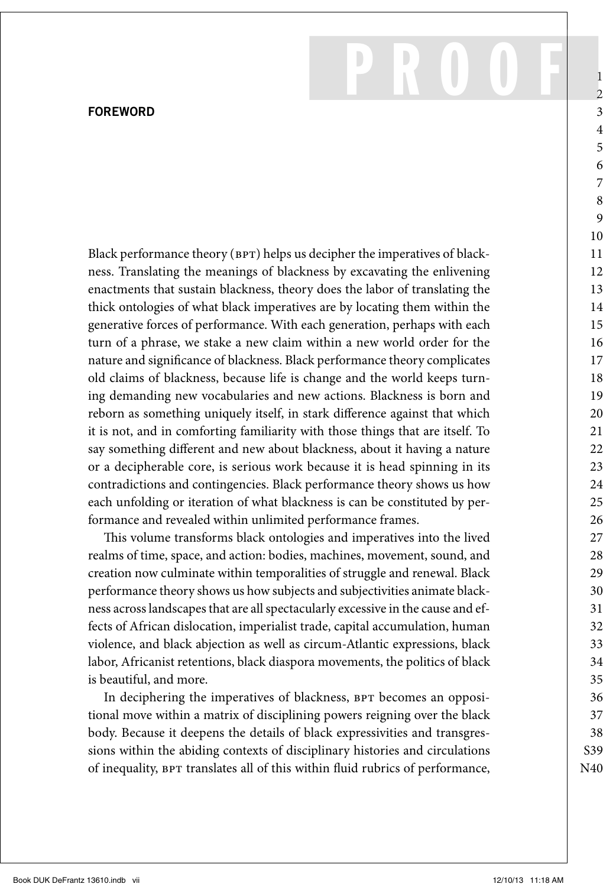# FOREWORD

Black performance theory (BPT) helps us decipher the imperatives of blackness. Translating the meanings of blackness by excavating the enlivening enactments that sustain blackness, theory does the labor of translating the thick ontologies of what black imperatives are by locating them within the generative forces of performance. With each generation, perhaps with each turn of a phrase, we stake a new claim within a new world order for the nature and significance of blackness. Black performance theory complicates old claims of blackness, because life is change and the world keeps turning demanding new vocabularies and new actions. Blackness is born and reborn as something uniquely itself, in stark difference against that which it is not, and in comforting familiarity with those things that are itself. To say something different and new about blackness, about it having a nature or a decipherable core, is serious work because it is head spinning in its contradictions and contingencies. Black performance theory shows us how each unfolding or iteration of what blackness is can be constituted by performance and revealed within unlimited performance frames.

This volume transforms black ontologies and imperatives into the lived realms of time, space, and action: bodies, machines, movement, sound, and creation now culminate within temporalities of struggle and renewal. Black performance theory shows us how subjects and subjectivities animate blackness across landscapes that are all spectacularly excessive in the cause and effects of African dislocation, imperialist trade, capital accumulation, human violence, and black abjection as well as circum-Atlantic expressions, black labor, Africanist retentions, black diaspora movements, the politics of black is beautiful, and more.

In deciphering the imperatives of blackness, BPT becomes an oppositional move within a matrix of disciplining powers reigning over the black body. Because it deepens the details of black expressivities and transgressions within the abiding contexts of disciplinary histories and circulations of inequality, BPT translates all of this within fluid rubrics of performance,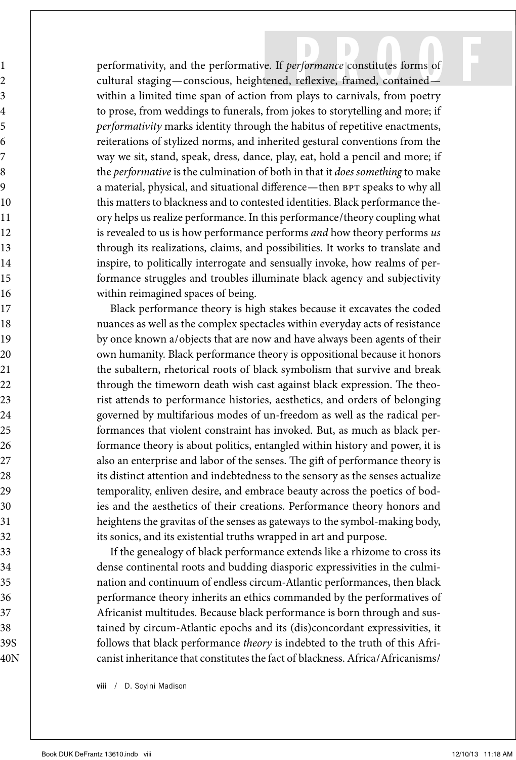performativity, and the performative. If *performance* constitutes forms of cultural staging—conscious, heightened, reflexive, framed, contained—within a limited time span of action from plays to carnivals, from poetry to prose, from weddings to funerals, from jokes to storytelling and more; if *performativity* marks identity through the habitus of repetitive enactments, reiterations of stylized norms, and inherited gestural conventions from the way we sit, stand, speak, dress, dance, play, eat, hold a pencil and more; if the *performative* is the culmination of both in that it *does something* to make a material, physical, and situational difference—then BPT speaks to why all this matters to blackness and to contested identities. Black performance theory helps us realize performance. In this performance/theory coupling what is revealed to us is how performance performs *and* how theory performs *us* through its realizations, claims, and possibilities. It works to translate and inspire, to politically interrogate and sensually invoke, how realms of performance struggles and troubles illuminate black agency and subjectivity within reimagined spaces of being.

Black performance theory is high stakes because it excavates the coded nuances as well as the complex spectacles within everyday acts of resistance by once known a/objects that are now and have always been agents of their own humanity. Black performance theory is oppositional because it honors the subaltern, rhetorical roots of black symbolism that survive and break through the timeworn death wish cast against black expression. The theorist attends to performance histories, aesthetics, and orders of belonging governed by multifarious modes of un-freedom as well as the radical performances that violent constraint has invoked. But, as much as black performance theory is about politics, entangled within history and power, it is also an enterprise and labor of the senses. The gift of performance theory is its distinct attention and indebtedness to the sensory as the senses actualize temporality, enliven desire, and embrace beauty across the poetics of bodies and the aesthetics of their creations. Performance theory honors and heightens the gravitas of the senses as gateways to the symbol-making body, its sonics, and its existential truths wrapped in art and purpose.

If the genealogy of black performance extends like a rhizome to cross its dense continental roots and budding diasporic expressivities in the culmination and continuum of endless circum-Atlantic performances, then black performance theory inherits an ethics commanded by the performatives of Africanist multitudes. Because black performance is born through and sustained by circum-Atlantic epochs and its (dis)concordant expressivities, it follows that black performance *theory* is indebted to the truth of this Africanist inheritance that constitutes the fact of blackness. Africa/Africanisms/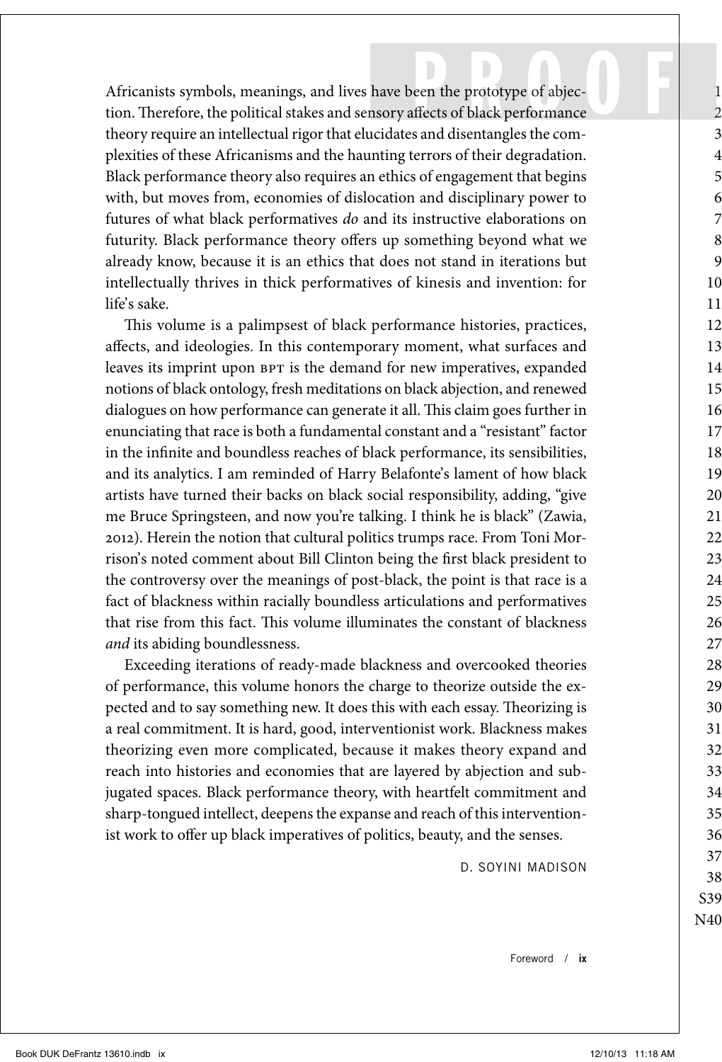Africanists symbols, meanings, and lives have been the prototype of abjection. Therefore, the political stakes and sensory affects of black performance theory require an intellectual rigor that elucidates and disentangles the complexities of these Africanisms and the haunting terrors of their degradation. Black performance theory also requires an ethics of engagement that begins with, but moves from, economies of dislocation and disciplinary power to futures of what black performatives *do* and its instructive elaborations on futurity. Black performance theory offers up something beyond what we already know, because it is an ethics that does not stand in iterations but intellectually thrives in thick performatives of kinesis and invention: for life's sake.

This volume is a palimpsest of black performance histories, practices, affects, and ideologies. In this contemporary moment, what surfaces and leaves its imprint upon BPT is the demand for new imperatives, expanded notions of black ontology, fresh meditations on black abjection, and renewed dialogues on how performance can generate it all. This claim goes further in enunciating that race is both a fundamental constant and a "resistant" factor in the infinite and boundless reaches of black performance, its sensibilities, and its analytics. I am reminded of Harry Belafonte's lament of how black artists have turned their backs on black social responsibility, adding, "give me Bruce Springsteen, and now you're talking. I think he is black" (Zawia, 2012). Herein the notion that cultural politics trumps race. From Toni Morrison's noted comment about Bill Clinton being the first black president to the controversy over the meanings of post-black, the point is that race is a fact of blackness within racially boundless articulations and performatives that rise from this fact. This volume illuminates the constant of blackness *and* its abiding boundlessness.

Exceeding iterations of ready-made blackness and overcooked theories of performance, this volume honors the charge to theorize outside the expected and to say something new. It does this with each essay. Theorizing is a real commitment. It is hard, good, interventionist work. Blackness makes theorizing even more complicated, because it makes theory expand and reach into histories and economies that are layered by abjection and subjugated spaces. Black performance theory, with heartfelt commitment and sharp-tongued intellect, deepens the expanse and reach of this interventionist work to offer up black imperatives of politics, beauty, and the senses.

D. SOYINI MADISON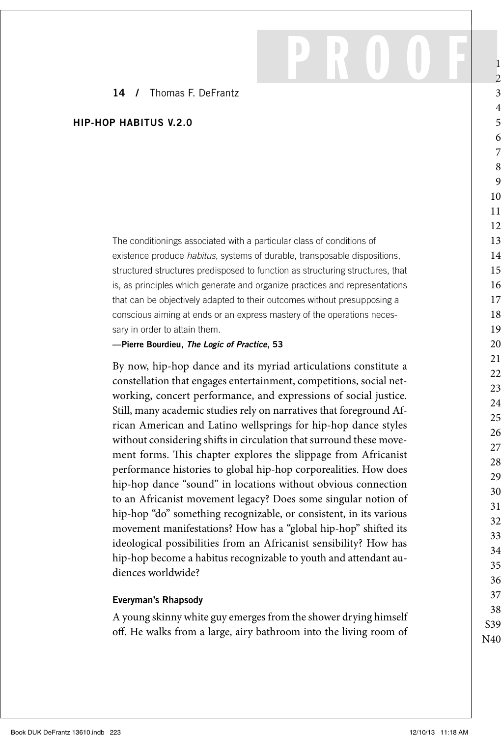# 14 / Thomas F. DeFrantz

## HIP-HOP HABITUS V.2.0

> The conditionings associated with a particular class of conditions of existence produce *habitus*, systems of durable, transposable dispositions, structured structures predisposed to function as structuring structures, that is, as principles which generate and organize practices and representations that can be objectively adapted to their outcomes without presupposing a conscious aiming at ends or an express mastery of the operations necessary in order to attain them.
>
> **—Pierre Bourdieu, *The Logic of Practice*, 53**

By now, hip-hop dance and its myriad articulations constitute a constellation that engages entertainment, competitions, social networking, concert performance, and expressions of social justice. Still, many academic studies rely on narratives that foreground African American and Latino wellsprings for hip-hop dance styles without considering shifts in circulation that surround these movement forms. This chapter explores the slippage from Africanist performance histories to global hip-hop corporealities. How does hip-hop dance "sound" in locations without obvious connection to an Africanist movement legacy? Does some singular notion of hip-hop "do" something recognizable, or consistent, in its various movement manifestations? How has a "global hip-hop" shifted its ideological possibilities from an Africanist sensibility? How has hip-hop become a habitus recognizable to youth and attendant audiences worldwide?

### Everyman's Rhapsody

A young skinny white guy emerges from the shower drying himself off. He walks from a large, airy bathroom into the living room of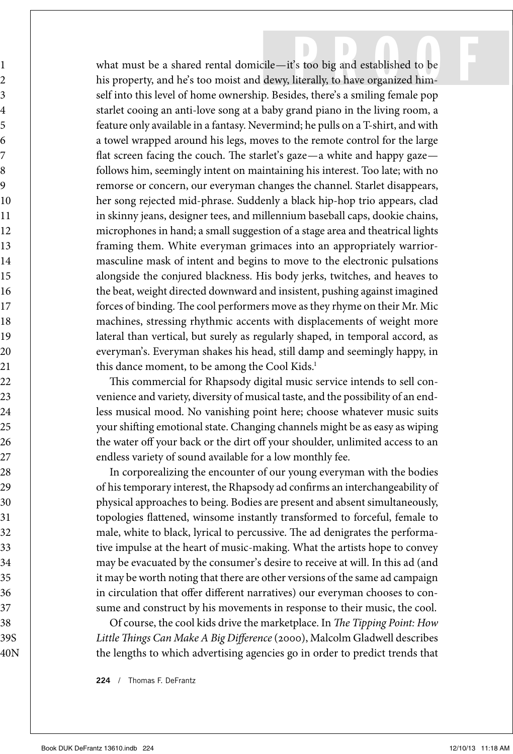what must be a shared rental domicile—it's too big and established to be his property, and he's too moist and dewy, literally, to have organized himself into this level of home ownership. Besides, there's a smiling female pop starlet cooing an anti-love song at a baby grand piano in the living room, a feature only available in a fantasy. Nevermind; he pulls on a T-shirt, and with a towel wrapped around his legs, moves to the remote control for the large flat screen facing the couch. The starlet's gaze—a white and happy gaze—follows him, seemingly intent on maintaining his interest. Too late; with no remorse or concern, our everyman changes the channel. Starlet disappears, her song rejected mid-phrase. Suddenly a black hip-hop trio appears, clad in skinny jeans, designer tees, and millennium baseball caps, dookie chains, microphones in hand; a small suggestion of a stage area and theatrical lights framing them. White everyman grimaces into an appropriately warrior-masculine mask of intent and begins to move to the electronic pulsations alongside the conjured blackness. His body jerks, twitches, and heaves to the beat, weight directed downward and insistent, pushing against imagined forces of binding. The cool performers move as they rhyme on their Mr. Mic machines, stressing rhythmic accents with displacements of weight more lateral than vertical, but surely as regularly shaped, in temporal accord, as everyman's. Everyman shakes his head, still damp and seemingly happy, in this dance moment, to be among the Cool Kids.[1]

This commercial for Rhapsody digital music service intends to sell convenience and variety, diversity of musical taste, and the possibility of an endless musical mood. No vanishing point here; choose whatever music suits your shifting emotional state. Changing channels might be as easy as wiping the water off your back or the dirt off your shoulder, unlimited access to an endless variety of sound available for a low monthly fee.

In corporealizing the encounter of our young everyman with the bodies of his temporary interest, the Rhapsody ad confirms an interchangeability of physical approaches to being. Bodies are present and absent simultaneously, topologies flattened, winsome instantly transformed to forceful, female to male, white to black, lyrical to percussive. The ad denigrates the performative impulse at the heart of music-making. What the artists hope to convey may be evacuated by the consumer's desire to receive at will. In this ad (and it may be worth noting that there are other versions of the same ad campaign in circulation that offer different narratives) our everyman chooses to consume and construct by his movements in response to their music, the cool.

Of course, the cool kids drive the marketplace. In *The Tipping Point: How Little Things Can Make A Big Difference* (2000), Malcolm Gladwell describes the lengths to which advertising agencies go in order to predict trends that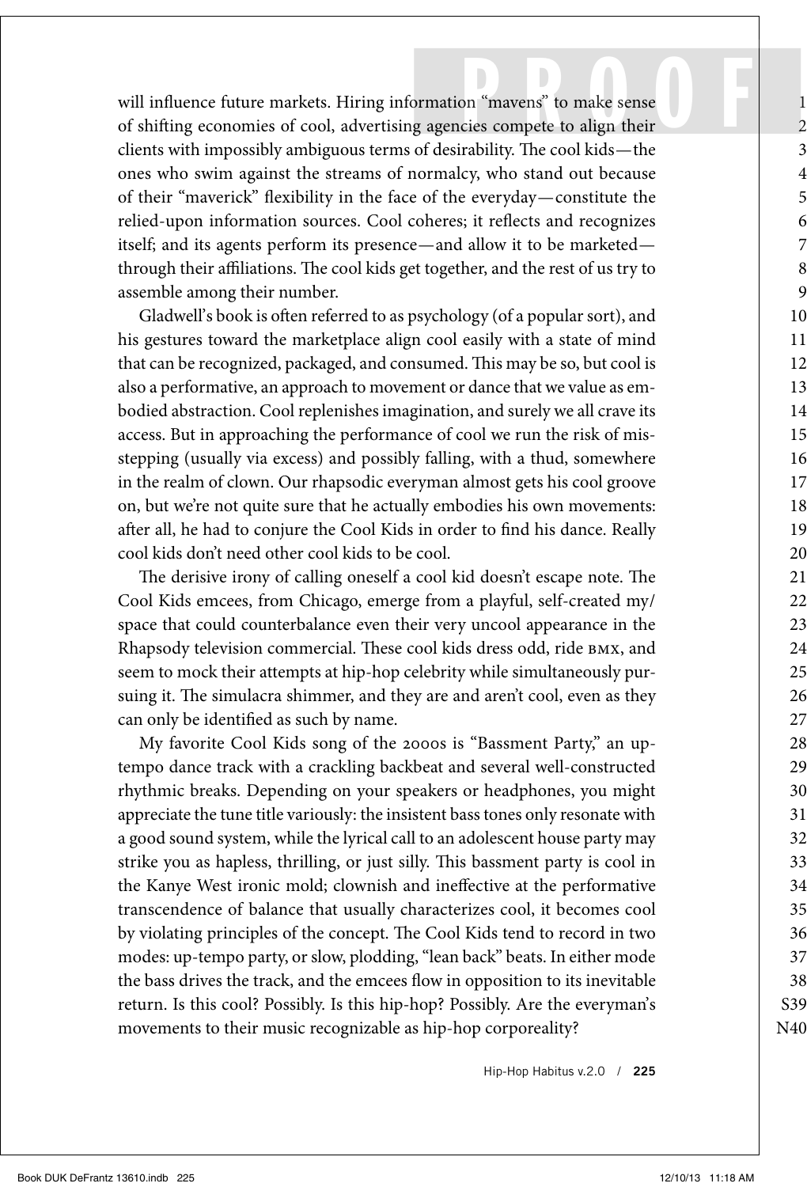will influence future markets. Hiring information "mavens" to make sense of shifting economies of cool, advertising agencies compete to align their clients with impossibly ambiguous terms of desirability. The cool kids—the ones who swim against the streams of normalcy, who stand out because of their "maverick" flexibility in the face of the everyday—constitute the relied-upon information sources. Cool coheres; it reflects and recognizes itself; and its agents perform its presence—and allow it to be marketed—through their affiliations. The cool kids get together, and the rest of us try to assemble among their number.

Gladwell's book is often referred to as psychology (of a popular sort), and his gestures toward the marketplace align cool easily with a state of mind that can be recognized, packaged, and consumed. This may be so, but cool is also a performative, an approach to movement or dance that we value as embodied abstraction. Cool replenishes imagination, and surely we all crave its access. But in approaching the performance of cool we run the risk of misstepping (usually via excess) and possibly falling, with a thud, somewhere in the realm of clown. Our rhapsodic everyman almost gets his cool groove on, but we're not quite sure that he actually embodies his own movements: after all, he had to conjure the Cool Kids in order to find his dance. Really cool kids don't need other cool kids to be cool.

The derisive irony of calling oneself a cool kid doesn't escape note. The Cool Kids emcees, from Chicago, emerge from a playful, self-created my/space that could counterbalance even their very uncool appearance in the Rhapsody television commercial. These cool kids dress odd, ride BMX, and seem to mock their attempts at hip-hop celebrity while simultaneously pursuing it. The simulacra shimmer, and they are and aren't cool, even as they can only be identified as such by name.

My favorite Cool Kids song of the 2000s is "Bassment Party," an up-tempo dance track with a crackling backbeat and several well-constructed rhythmic breaks. Depending on your speakers or headphones, you might appreciate the tune title variously: the insistent bass tones only resonate with a good sound system, while the lyrical call to an adolescent house party may strike you as hapless, thrilling, or just silly. This bassment party is cool in the Kanye West ironic mold; clownish and ineffective at the performative transcendence of balance that usually characterizes cool, it becomes cool by violating principles of the concept. The Cool Kids tend to record in two modes: up-tempo party, or slow, plodding, "lean back" beats. In either mode the bass drives the track, and the emcees flow in opposition to its inevitable return. Is this cool? Possibly. Is this hip-hop? Possibly. Are the everyman's movements to their music recognizable as hip-hop corporeality?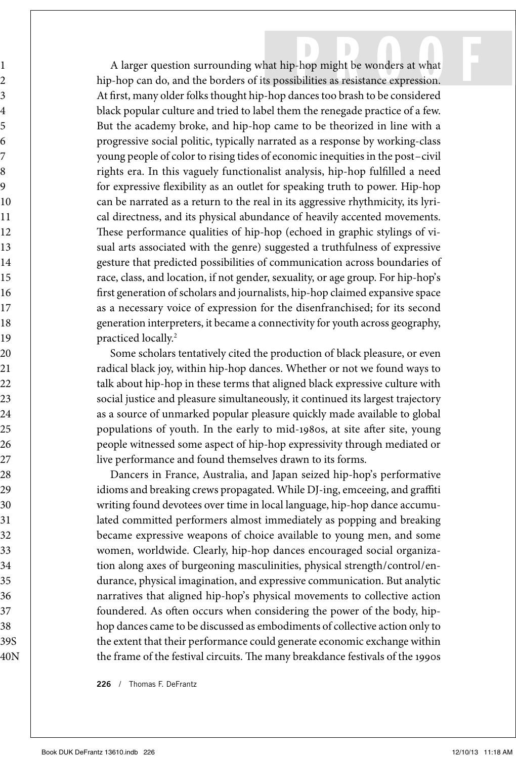A larger question surrounding what hip-hop might be wonders at what hip-hop can do, and the borders of its possibilities as resistance expression. At first, many older folks thought hip-hop dances too brash to be considered black popular culture and tried to label them the renegade practice of a few. But the academy broke, and hip-hop came to be theorized in line with a progressive social politic, typically narrated as a response by working-class young people of color to rising tides of economic inequities in the post–civil rights era. In this vaguely functionalist analysis, hip-hop fulfilled a need for expressive flexibility as an outlet for speaking truth to power. Hip-hop can be narrated as a return to the real in its aggressive rhythmicity, its lyrical directness, and its physical abundance of heavily accented movements. These performance qualities of hip-hop (echoed in graphic stylings of visual arts associated with the genre) suggested a truthfulness of expressive gesture that predicted possibilities of communication across boundaries of race, class, and location, if not gender, sexuality, or age group. For hip-hop's first generation of scholars and journalists, hip-hop claimed expansive space as a necessary voice of expression for the disenfranchised; for its second generation interpreters, it became a connectivity for youth across geography, practiced locally.[2]

Some scholars tentatively cited the production of black pleasure, or even radical black joy, within hip-hop dances. Whether or not we found ways to talk about hip-hop in these terms that aligned black expressive culture with social justice and pleasure simultaneously, it continued its largest trajectory as a source of unmarked popular pleasure quickly made available to global populations of youth. In the early to mid-1980s, at site after site, young people witnessed some aspect of hip-hop expressivity through mediated or live performance and found themselves drawn to its forms.

Dancers in France, Australia, and Japan seized hip-hop's performative idioms and breaking crews propagated. While DJ-ing, emceeing, and graffiti writing found devotees over time in local language, hip-hop dance accumulated committed performers almost immediately as popping and breaking became expressive weapons of choice available to young men, and some women, worldwide. Clearly, hip-hop dances encouraged social organization along axes of burgeoning masculinities, physical strength/control/endurance, physical imagination, and expressive communication. But analytic narratives that aligned hip-hop's physical movements to collective action foundered. As often occurs when considering the power of the body, hip-hop dances came to be discussed as embodiments of collective action only to the extent that their performance could generate economic exchange within the frame of the festival circuits. The many breakdance festivals of the 1990s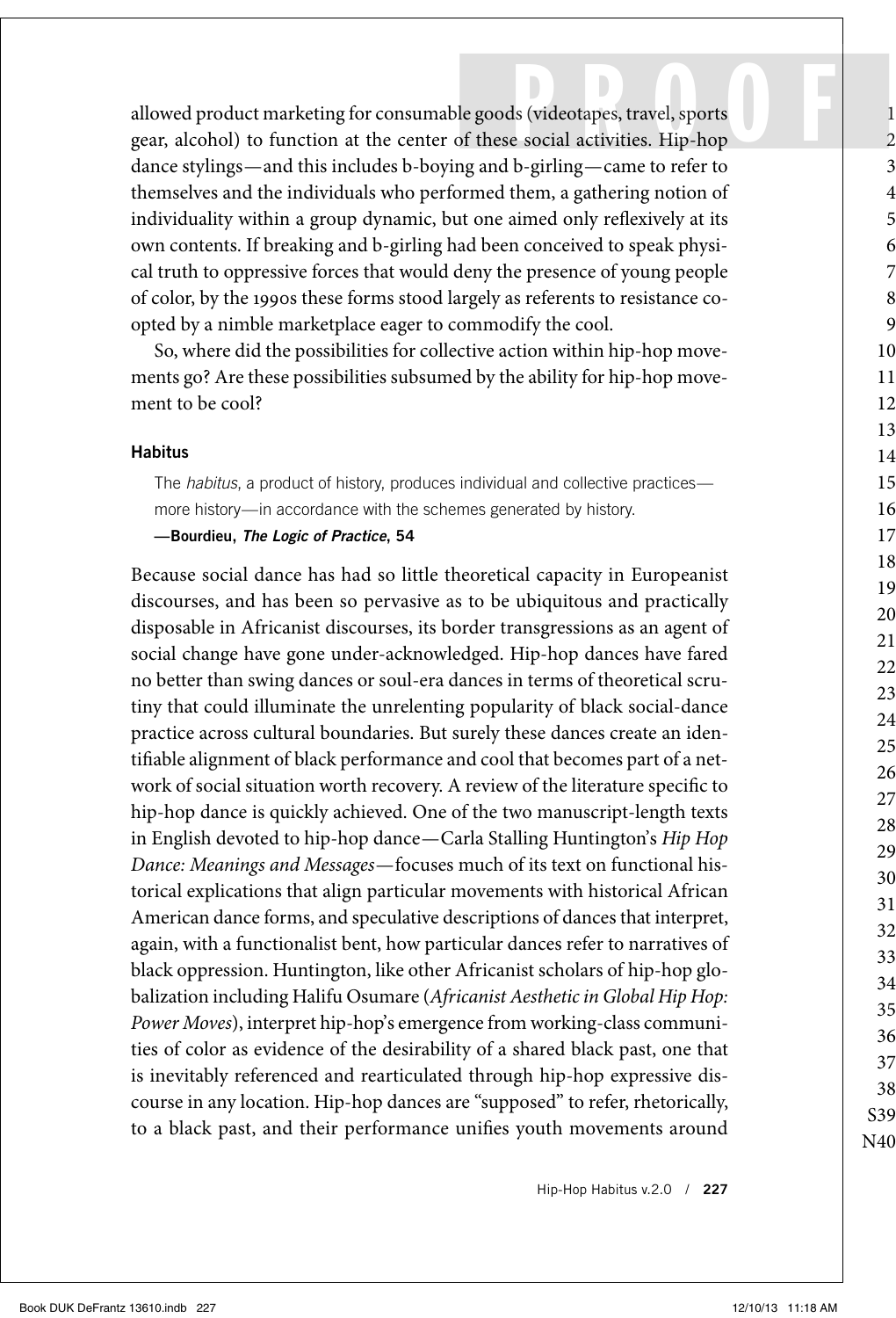allowed product marketing for consumable goods (videotapes, travel, sports gear, alcohol) to function at the center of these social activities. Hip-hop dance stylings—and this includes b-boying and b-girling—came to refer to themselves and the individuals who performed them, a gathering notion of individuality within a group dynamic, but one aimed only reflexively at its own contents. If breaking and b-girling had been conceived to speak physical truth to oppressive forces that would deny the presence of young people of color, by the 1990s these forms stood largely as referents to resistance co-opted by a nimble marketplace eager to commodify the cool.

So, where did the possibilities for collective action within hip-hop movements go? Are these possibilities subsumed by the ability for hip-hop movement to be cool?

### Habitus

> The *habitus*, a product of history, produces individual and collective practices—more history—in accordance with the schemes generated by history.
>
> **—Bourdieu, *The Logic of Practice*, 54**

Because social dance has had so little theoretical capacity in Europeanist discourses, and has been so pervasive as to be ubiquitous and practically disposable in Africanist discourses, its border transgressions as an agent of social change have gone under-acknowledged. Hip-hop dances have fared no better than swing dances or soul-era dances in terms of theoretical scrutiny that could illuminate the unrelenting popularity of black social-dance practice across cultural boundaries. But surely these dances create an identifiable alignment of black performance and cool that becomes part of a network of social situation worth recovery. A review of the literature specific to hip-hop dance is quickly achieved. One of the two manuscript-length texts in English devoted to hip-hop dance—Carla Stalling Huntington's *Hip Hop Dance: Meanings and Messages*—focuses much of its text on functional historical explications that align particular movements with historical African American dance forms, and speculative descriptions of dances that interpret, again, with a functionalist bent, how particular dances refer to narratives of black oppression. Huntington, like other Africanist scholars of hip-hop globalization including Halifu Osumare (*Africanist Aesthetic in Global Hip Hop: Power Moves*), interpret hip-hop's emergence from working-class communities of color as evidence of the desirability of a shared black past, one that is inevitably referenced and rearticulated through hip-hop expressive discourse in any location. Hip-hop dances are "supposed" to refer, rhetorically, to a black past, and their performance unifies youth movements around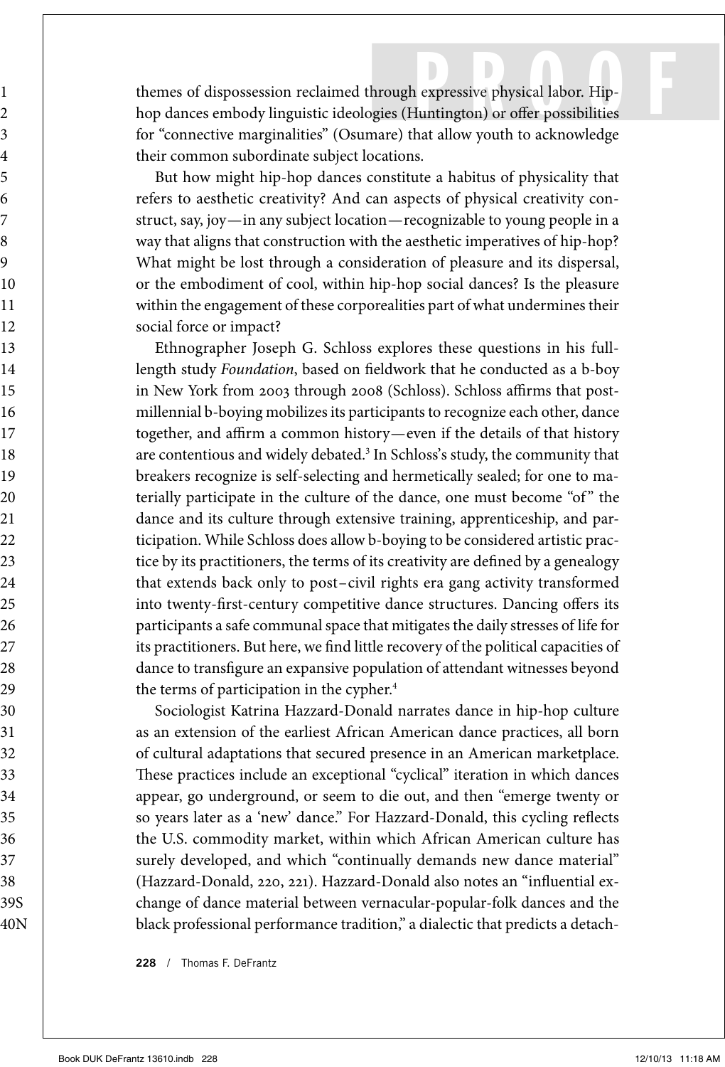themes of dispossession reclaimed through expressive physical labor. Hip-hop dances embody linguistic ideologies (Huntington) or offer possibilities for "connective marginalities" (Osumare) that allow youth to acknowledge their common subordinate subject locations.

But how might hip-hop dances constitute a habitus of physicality that refers to aesthetic creativity? And can aspects of physical creativity construct, say, joy—in any subject location—recognizable to young people in a way that aligns that construction with the aesthetic imperatives of hip-hop? What might be lost through a consideration of pleasure and its dispersal, or the embodiment of cool, within hip-hop social dances? Is the pleasure within the engagement of these corporealities part of what undermines their social force or impact?

Ethnographer Joseph G. Schloss explores these questions in his full-length study *Foundation*, based on fieldwork that he conducted as a b-boy in New York from 2003 through 2008 (Schloss). Schloss affirms that post-millennial b-boying mobilizes its participants to recognize each other, dance together, and affirm a common history—even if the details of that history are contentious and widely debated.[3] In Schloss's study, the community that breakers recognize is self-selecting and hermetically sealed; for one to materially participate in the culture of the dance, one must become "of" the dance and its culture through extensive training, apprenticeship, and participation. While Schloss does allow b-boying to be considered artistic practice by its practitioners, the terms of its creativity are defined by a genealogy that extends back only to post–civil rights era gang activity transformed into twenty-first-century competitive dance structures. Dancing offers its participants a safe communal space that mitigates the daily stresses of life for its practitioners. But here, we find little recovery of the political capacities of dance to transfigure an expansive population of attendant witnesses beyond the terms of participation in the cypher.[4]

Sociologist Katrina Hazzard-Donald narrates dance in hip-hop culture as an extension of the earliest African American dance practices, all born of cultural adaptations that secured presence in an American marketplace. These practices include an exceptional "cyclical" iteration in which dances appear, go underground, or seem to die out, and then "emerge twenty or so years later as a 'new' dance." For Hazzard-Donald, this cycling reflects the U.S. commodity market, within which African American culture has surely developed, and which "continually demands new dance material" (Hazzard-Donald, 220, 221). Hazzard-Donald also notes an "influential exchange of dance material between vernacular-popular-folk dances and the black professional performance tradition," a dialectic that predicts a detach-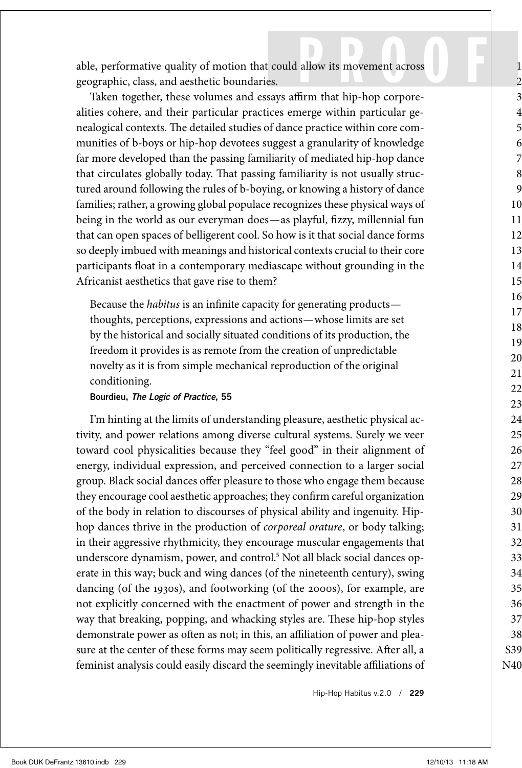able, performative quality of motion that could allow its movement across geographic, class, and aesthetic boundaries.

Taken together, these volumes and essays affirm that hip-hop corporealities cohere, and their particular practices emerge within particular genealogical contexts. The detailed studies of dance practice within core communities of b-boys or hip-hop devotees suggest a granularity of knowledge far more developed than the passing familiarity of mediated hip-hop dance that circulates globally today. That passing familiarity is not usually structured around following the rules of b-boying, or knowing a history of dance families; rather, a growing global populace recognizes these physical ways of being in the world as our everyman does—as playful, fizzy, millennial fun that can open spaces of belligerent cool. So how is it that social dance forms so deeply imbued with meanings and historical contexts crucial to their core participants float in a contemporary mediascape without grounding in the Africanist aesthetics that gave rise to them?

> Because the *habitus* is an infinite capacity for generating products—thoughts, perceptions, expressions and actions—whose limits are set by the historical and socially situated conditions of its production, the freedom it provides is as remote from the creation of unpredictable novelty as it is from simple mechanical reproduction of the original conditioning.
>
> **Bourdieu, *The Logic of Practice*, 55**

I'm hinting at the limits of understanding pleasure, aesthetic physical activity, and power relations among diverse cultural systems. Surely we veer toward cool physicalities because they "feel good" in their alignment of energy, individual expression, and perceived connection to a larger social group. Black social dances offer pleasure to those who engage them because they encourage cool aesthetic approaches; they confirm careful organization of the body in relation to discourses of physical ability and ingenuity. Hip-hop dances thrive in the production of *corporeal orature*, or body talking; in their aggressive rhythmicity, they encourage muscular engagements that underscore dynamism, power, and control.[5] Not all black social dances operate in this way; buck and wing dances (of the nineteenth century), swing dancing (of the 1930s), and footworking (of the 2000s), for example, are not explicitly concerned with the enactment of power and strength in the way that breaking, popping, and whacking styles are. These hip-hop styles demonstrate power as often as not; in this, an affiliation of power and pleasure at the center of these forms may seem politically regressive. After all, a feminist analysis could easily discard the seemingly inevitable affiliations of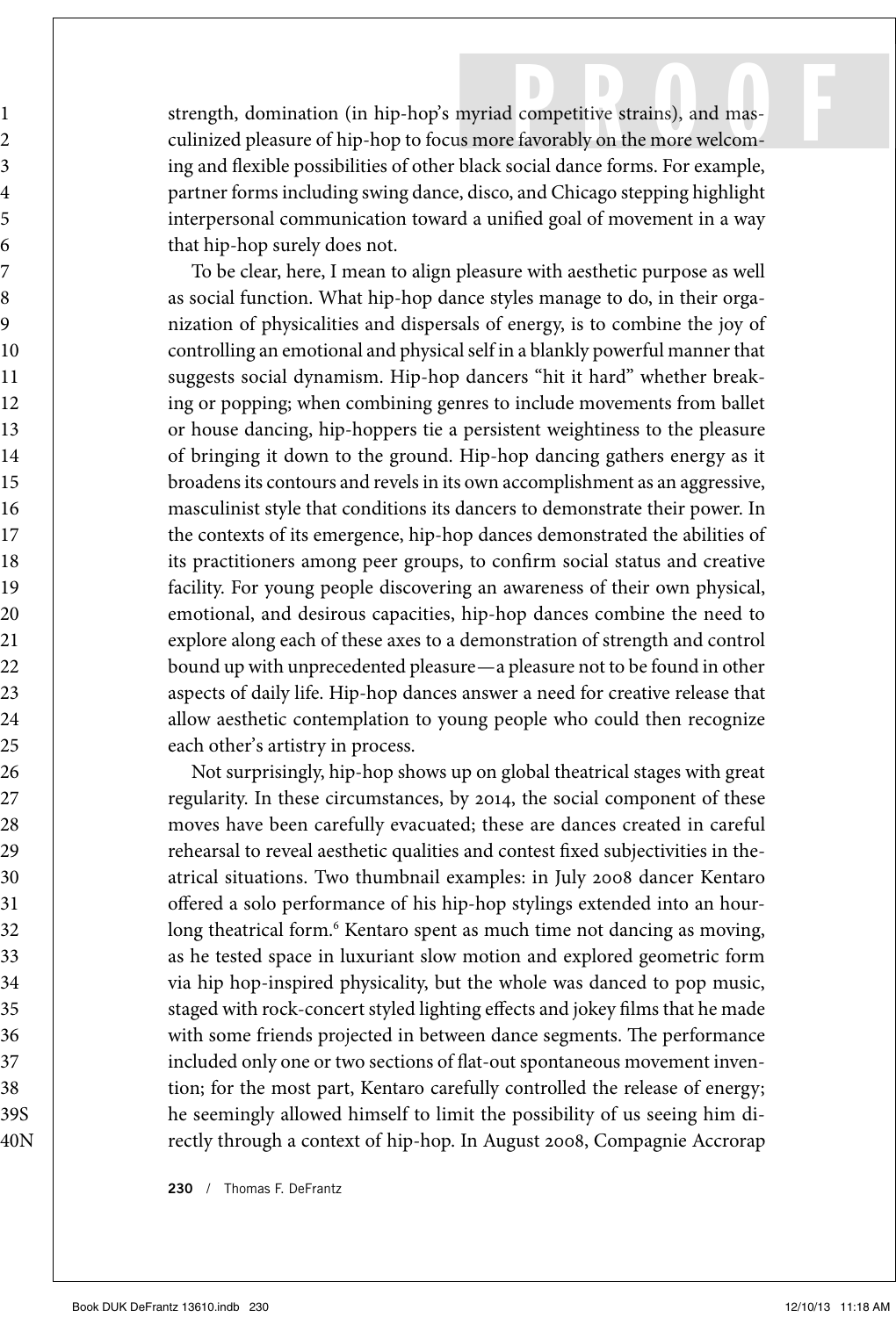strength, domination (in hip-hop's myriad competitive strains), and masculinized pleasure of hip-hop to focus more favorably on the more welcoming and flexible possibilities of other black social dance forms. For example, partner forms including swing dance, disco, and Chicago stepping highlight interpersonal communication toward a unified goal of movement in a way that hip-hop surely does not.

To be clear, here, I mean to align pleasure with aesthetic purpose as well as social function. What hip-hop dance styles manage to do, in their organization of physicalities and dispersals of energy, is to combine the joy of controlling an emotional and physical self in a blankly powerful manner that suggests social dynamism. Hip-hop dancers "hit it hard" whether breaking or popping; when combining genres to include movements from ballet or house dancing, hip-hoppers tie a persistent weightiness to the pleasure of bringing it down to the ground. Hip-hop dancing gathers energy as it broadens its contours and revels in its own accomplishment as an aggressive, masculinist style that conditions its dancers to demonstrate their power. In the contexts of its emergence, hip-hop dances demonstrated the abilities of its practitioners among peer groups, to confirm social status and creative facility. For young people discovering an awareness of their own physical, emotional, and desirous capacities, hip-hop dances combine the need to explore along each of these axes to a demonstration of strength and control bound up with unprecedented pleasure—a pleasure not to be found in other aspects of daily life. Hip-hop dances answer a need for creative release that allow aesthetic contemplation to young people who could then recognize each other's artistry in process.

Not surprisingly, hip-hop shows up on global theatrical stages with great regularity. In these circumstances, by 2014, the social component of these moves have been carefully evacuated; these are dances created in careful rehearsal to reveal aesthetic qualities and contest fixed subjectivities in theatrical situations. Two thumbnail examples: in July 2008 dancer Kentaro offered a solo performance of his hip-hop stylings extended into an hour-long theatrical form.[6] Kentaro spent as much time not dancing as moving, as he tested space in luxuriant slow motion and explored geometric form via hip hop-inspired physicality, but the whole was danced to pop music, staged with rock-concert styled lighting effects and jokey films that he made with some friends projected in between dance segments. The performance included only one or two sections of flat-out spontaneous movement invention; for the most part, Kentaro carefully controlled the release of energy; he seemingly allowed himself to limit the possibility of us seeing him directly through a context of hip-hop. In August 2008, Compagnie Accrorap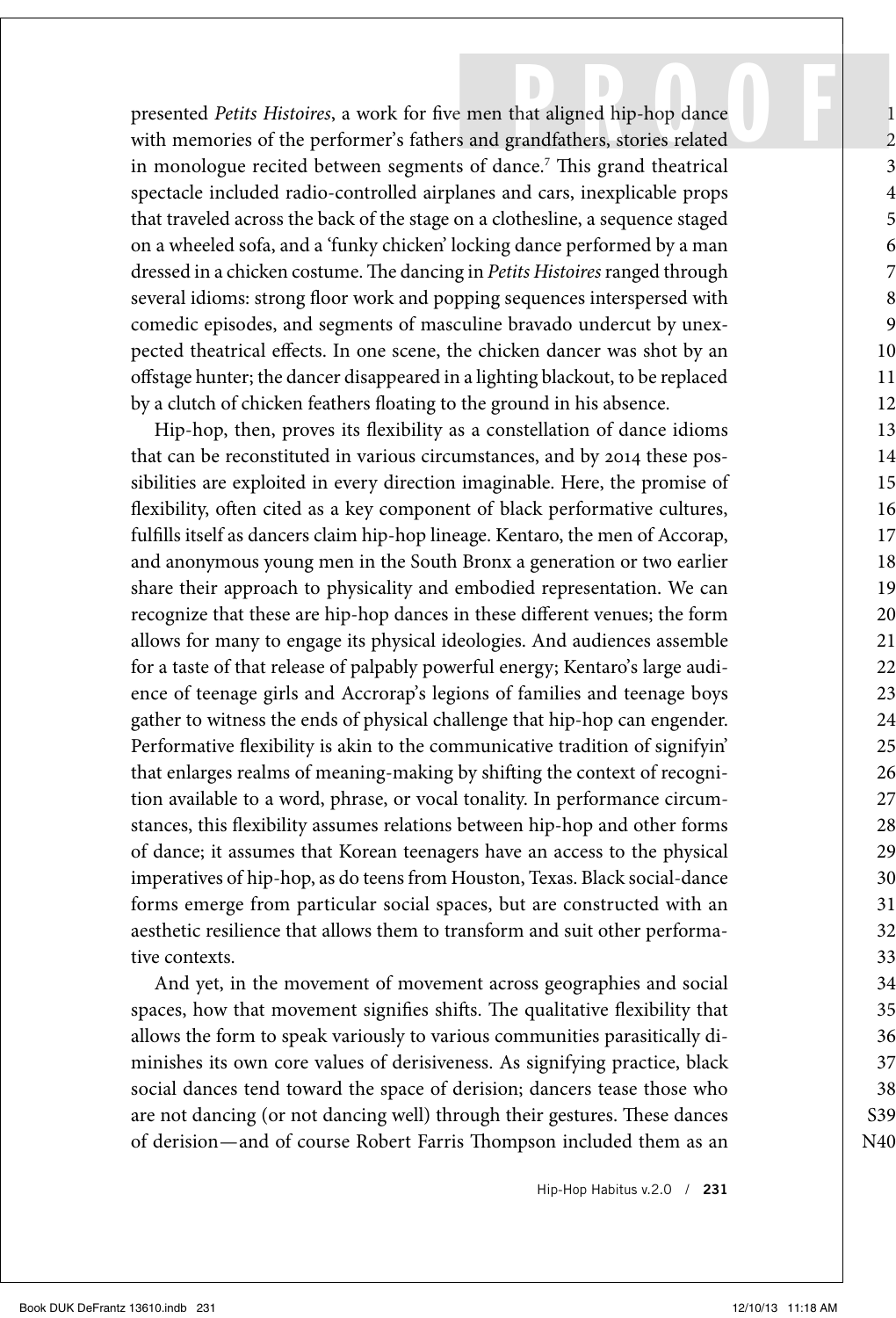presented *Petits Histoires*, a work for five men that aligned hip-hop dance with memories of the performer's fathers and grandfathers, stories related in monologue recited between segments of dance.[7] This grand theatrical spectacle included radio-controlled airplanes and cars, inexplicable props that traveled across the back of the stage on a clothesline, a sequence staged on a wheeled sofa, and a 'funky chicken' locking dance performed by a man dressed in a chicken costume. The dancing in *Petits Histoires* ranged through several idioms: strong floor work and popping sequences interspersed with comedic episodes, and segments of masculine bravado undercut by unexpected theatrical effects. In one scene, the chicken dancer was shot by an offstage hunter; the dancer disappeared in a lighting blackout, to be replaced by a clutch of chicken feathers floating to the ground in his absence.

Hip-hop, then, proves its flexibility as a constellation of dance idioms that can be reconstituted in various circumstances, and by 2014 these possibilities are exploited in every direction imaginable. Here, the promise of flexibility, often cited as a key component of black performative cultures, fulfills itself as dancers claim hip-hop lineage. Kentaro, the men of Accorap, and anonymous young men in the South Bronx a generation or two earlier share their approach to physicality and embodied representation. We can recognize that these are hip-hop dances in these different venues; the form allows for many to engage its physical ideologies. And audiences assemble for a taste of that release of palpably powerful energy; Kentaro's large audience of teenage girls and Accrorap's legions of families and teenage boys gather to witness the ends of physical challenge that hip-hop can engender. Performative flexibility is akin to the communicative tradition of signifyin' that enlarges realms of meaning-making by shifting the context of recognition available to a word, phrase, or vocal tonality. In performance circumstances, this flexibility assumes relations between hip-hop and other forms of dance; it assumes that Korean teenagers have an access to the physical imperatives of hip-hop, as do teens from Houston, Texas. Black social-dance forms emerge from particular social spaces, but are constructed with an aesthetic resilience that allows them to transform and suit other performative contexts.

And yet, in the movement of movement across geographies and social spaces, how that movement signifies shifts. The qualitative flexibility that allows the form to speak variously to various communities parasitically diminishes its own core values of derisiveness. As signifying practice, black social dances tend toward the space of derision; dancers tease those who are not dancing (or not dancing well) through their gestures. These dances of derision—and of course Robert Farris Thompson included them as an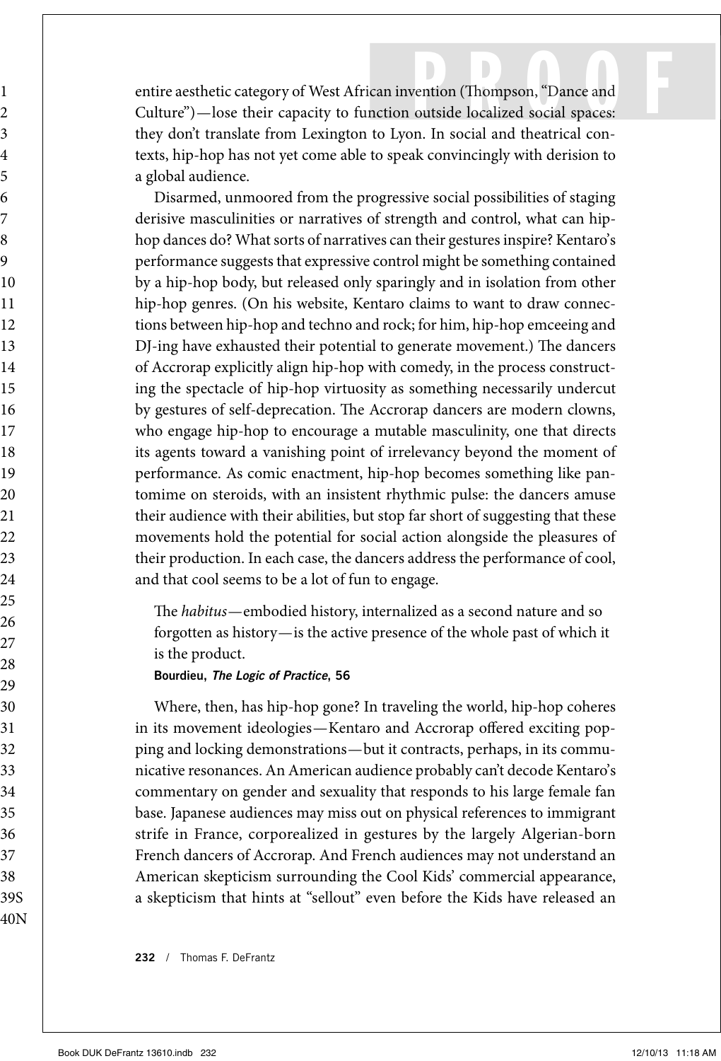entire aesthetic category of West African invention (Thompson, "Dance and Culture")—lose their capacity to function outside localized social spaces: they don't translate from Lexington to Lyon. In social and theatrical contexts, hip-hop has not yet come able to speak convincingly with derision to a global audience.

Disarmed, unmoored from the progressive social possibilities of staging derisive masculinities or narratives of strength and control, what can hip-hop dances do? What sorts of narratives can their gestures inspire? Kentaro's performance suggests that expressive control might be something contained by a hip-hop body, but released only sparingly and in isolation from other hip-hop genres. (On his website, Kentaro claims to want to draw connections between hip-hop and techno and rock; for him, hip-hop emceeing and DJ-ing have exhausted their potential to generate movement.) The dancers of Accrorap explicitly align hip-hop with comedy, in the process constructing the spectacle of hip-hop virtuosity as something necessarily undercut by gestures of self-deprecation. The Accrorap dancers are modern clowns, who engage hip-hop to encourage a mutable masculinity, one that directs its agents toward a vanishing point of irrelevancy beyond the moment of performance. As comic enactment, hip-hop becomes something like pantomime on steroids, with an insistent rhythmic pulse: the dancers amuse their audience with their abilities, but stop far short of suggesting that these movements hold the potential for social action alongside the pleasures of their production. In each case, the dancers address the performance of cool, and that cool seems to be a lot of fun to engage.

> The *habitus*—embodied history, internalized as a second nature and so forgotten as history—is the active presence of the whole past of which it is the product.
>
> **Bourdieu, *The Logic of Practice*, 56**

Where, then, has hip-hop gone? In traveling the world, hip-hop coheres in its movement ideologies—Kentaro and Accrorap offered exciting popping and locking demonstrations—but it contracts, perhaps, in its communicative resonances. An American audience probably can't decode Kentaro's commentary on gender and sexuality that responds to his large female fan base. Japanese audiences may miss out on physical references to immigrant strife in France, corporealized in gestures by the largely Algerian-born French dancers of Accrorap. And French audiences may not understand an American skepticism surrounding the Cool Kids' commercial appearance, a skepticism that hints at "sellout" even before the Kids have released an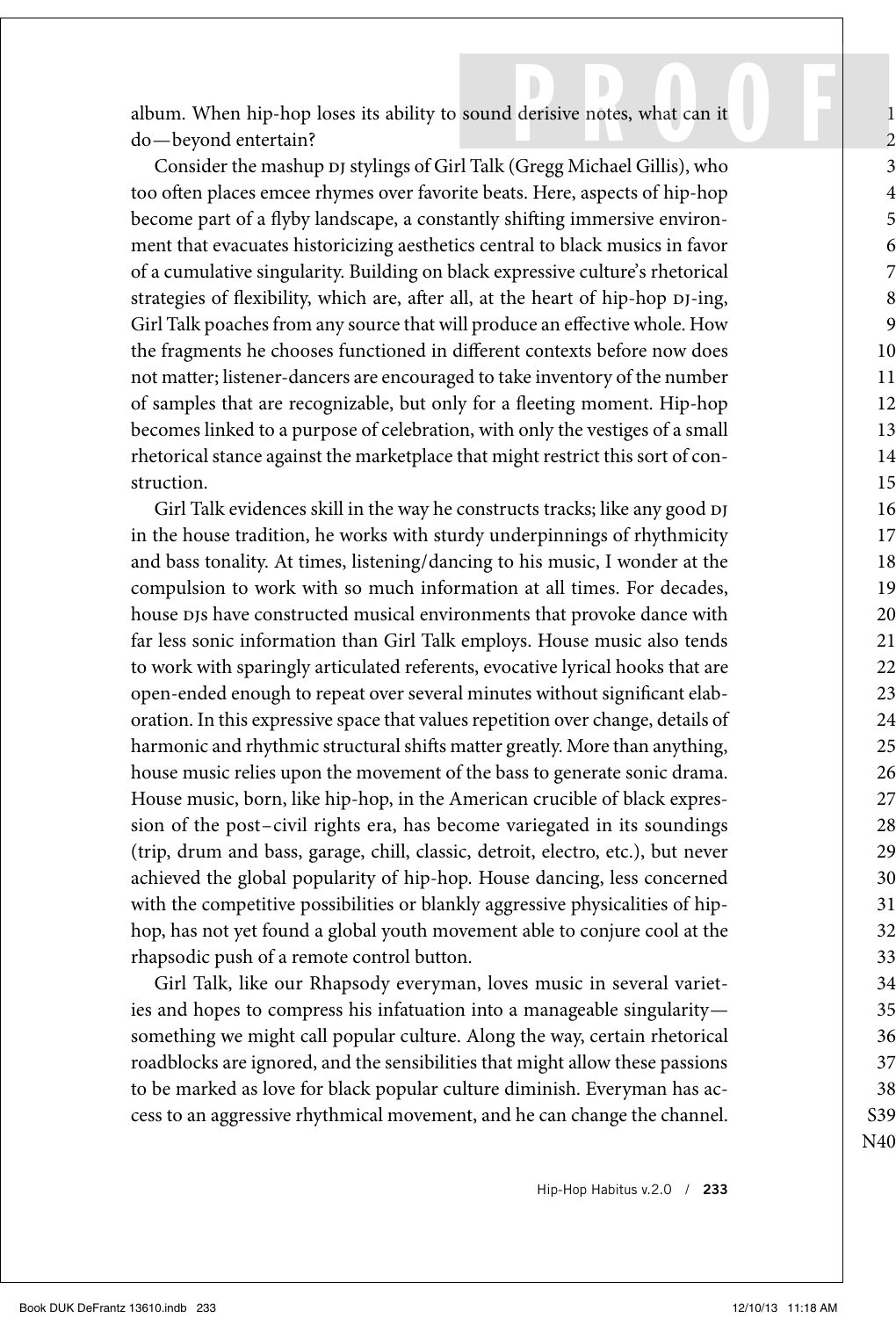album. When hip-hop loses its ability to sound derisive notes, what can it do—beyond entertain?

Consider the mashup DJ stylings of Girl Talk (Gregg Michael Gillis), who too often places emcee rhymes over favorite beats. Here, aspects of hip-hop become part of a flyby landscape, a constantly shifting immersive environment that evacuates historicizing aesthetics central to black musics in favor of a cumulative singularity. Building on black expressive culture's rhetorical strategies of flexibility, which are, after all, at the heart of hip-hop DJ-ing, Girl Talk poaches from any source that will produce an effective whole. How the fragments he chooses functioned in different contexts before now does not matter; listener-dancers are encouraged to take inventory of the number of samples that are recognizable, but only for a fleeting moment. Hip-hop becomes linked to a purpose of celebration, with only the vestiges of a small rhetorical stance against the marketplace that might restrict this sort of construction.

Girl Talk evidences skill in the way he constructs tracks; like any good DJ in the house tradition, he works with sturdy underpinnings of rhythmicity and bass tonality. At times, listening/dancing to his music, I wonder at the compulsion to work with so much information at all times. For decades, house DJs have constructed musical environments that provoke dance with far less sonic information than Girl Talk employs. House music also tends to work with sparingly articulated referents, evocative lyrical hooks that are open-ended enough to repeat over several minutes without significant elaboration. In this expressive space that values repetition over change, details of harmonic and rhythmic structural shifts matter greatly. More than anything, house music relies upon the movement of the bass to generate sonic drama. House music, born, like hip-hop, in the American crucible of black expression of the post–civil rights era, has become variegated in its soundings (trip, drum and bass, garage, chill, classic, detroit, electro, etc.), but never achieved the global popularity of hip-hop. House dancing, less concerned with the competitive possibilities or blankly aggressive physicalities of hip-hop, has not yet found a global youth movement able to conjure cool at the rhapsodic push of a remote control button.

Girl Talk, like our Rhapsody everyman, loves music in several varieties and hopes to compress his infatuation into a manageable singularity—something we might call popular culture. Along the way, certain rhetorical roadblocks are ignored, and the sensibilities that might allow these passions to be marked as love for black popular culture diminish. Everyman has access to an aggressive rhythmical movement, and he can change the channel.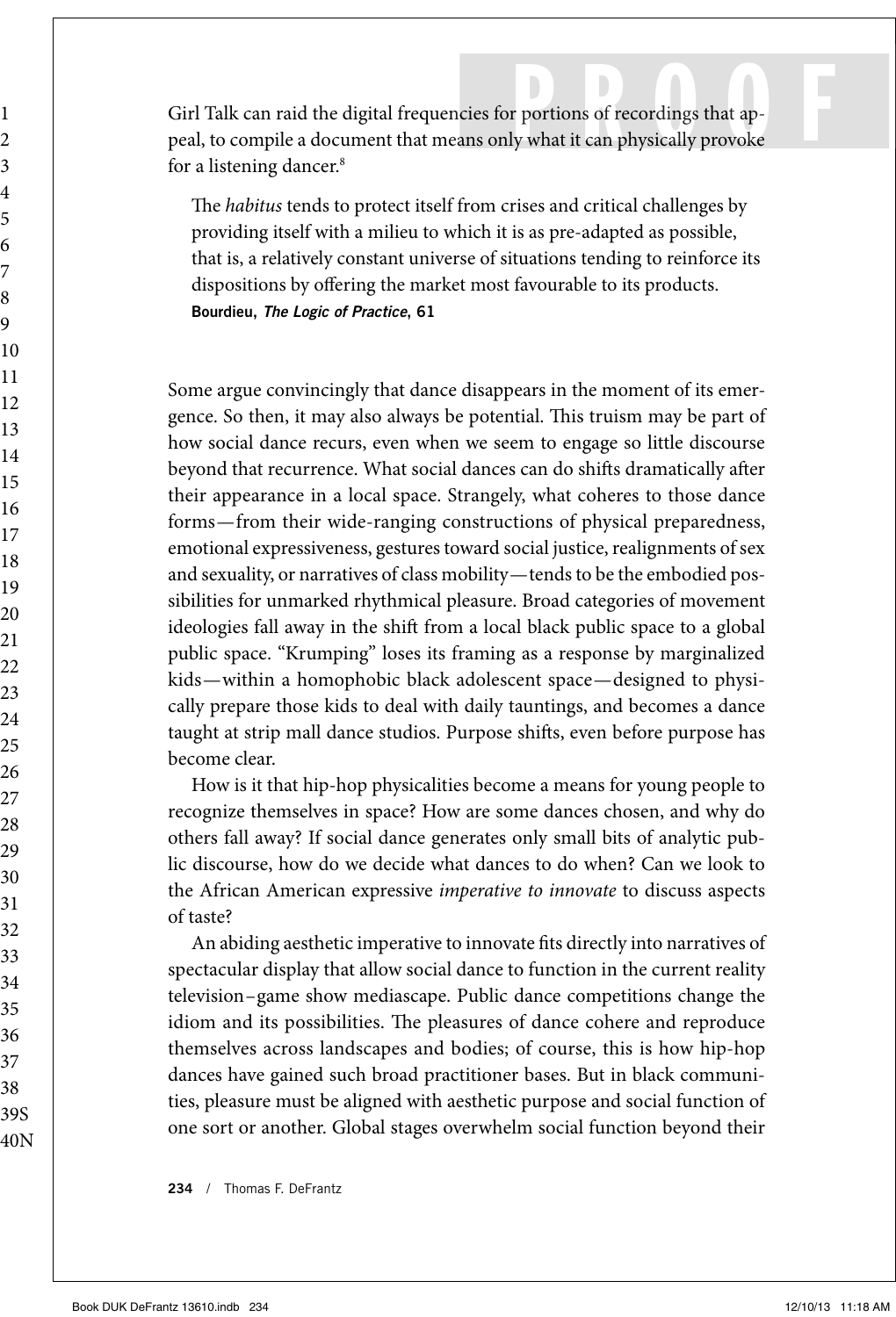Girl Talk can raid the digital frequencies for portions of recordings that appeal, to compile a document that means only what it can physically provoke for a listening dancer.[8]

> The *habitus* tends to protect itself from crises and critical challenges by providing itself with a milieu to which it is as pre-adapted as possible, that is, a relatively constant universe of situations tending to reinforce its dispositions by offering the market most favourable to its products.
> **Bourdieu, *The Logic of Practice*, 61**

Some argue convincingly that dance disappears in the moment of its emergence. So then, it may also always be potential. This truism may be part of how social dance recurs, even when we seem to engage so little discourse beyond that recurrence. What social dances can do shifts dramatically after their appearance in a local space. Strangely, what coheres to those dance forms—from their wide-ranging constructions of physical preparedness, emotional expressiveness, gestures toward social justice, realignments of sex and sexuality, or narratives of class mobility—tends to be the embodied possibilities for unmarked rhythmical pleasure. Broad categories of movement ideologies fall away in the shift from a local black public space to a global public space. "Krumping" loses its framing as a response by marginalized kids—within a homophobic black adolescent space—designed to physically prepare those kids to deal with daily tauntings, and becomes a dance taught at strip mall dance studios. Purpose shifts, even before purpose has become clear.

How is it that hip-hop physicalities become a means for young people to recognize themselves in space? How are some dances chosen, and why do others fall away? If social dance generates only small bits of analytic public discourse, how do we decide what dances to do when? Can we look to the African American expressive *imperative to innovate* to discuss aspects of taste?

An abiding aesthetic imperative to innovate fits directly into narratives of spectacular display that allow social dance to function in the current reality television–game show mediascape. Public dance competitions change the idiom and its possibilities. The pleasures of dance cohere and reproduce themselves across landscapes and bodies; of course, this is how hip-hop dances have gained such broad practitioner bases. But in black communities, pleasure must be aligned with aesthetic purpose and social function of one sort or another. Global stages overwhelm social function beyond their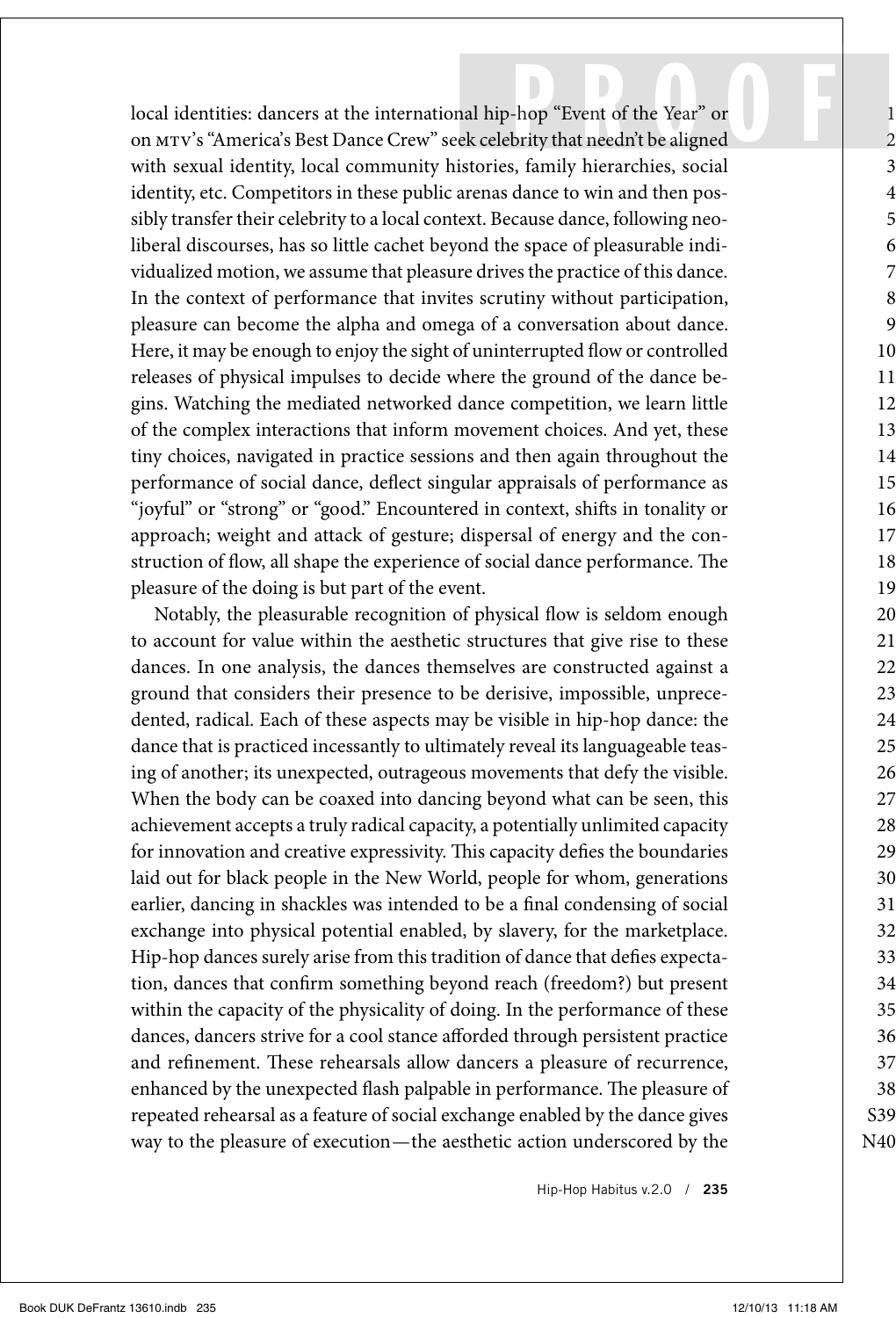local identities: dancers at the international hip-hop "Event of the Year" or on MTV's "America's Best Dance Crew" seek celebrity that needn't be aligned with sexual identity, local community histories, family hierarchies, social identity, etc. Competitors in these public arenas dance to win and then possibly transfer their celebrity to a local context. Because dance, following neoliberal discourses, has so little cachet beyond the space of pleasurable individualized motion, we assume that pleasure drives the practice of this dance. In the context of performance that invites scrutiny without participation, pleasure can become the alpha and omega of a conversation about dance. Here, it may be enough to enjoy the sight of uninterrupted flow or controlled releases of physical impulses to decide where the ground of the dance begins. Watching the mediated networked dance competition, we learn little of the complex interactions that inform movement choices. And yet, these tiny choices, navigated in practice sessions and then again throughout the performance of social dance, deflect singular appraisals of performance as "joyful" or "strong" or "good." Encountered in context, shifts in tonality or approach; weight and attack of gesture; dispersal of energy and the construction of flow, all shape the experience of social dance performance. The pleasure of the doing is but part of the event.

Notably, the pleasurable recognition of physical flow is seldom enough to account for value within the aesthetic structures that give rise to these dances. In one analysis, the dances themselves are constructed against a ground that considers their presence to be derisive, impossible, unprecedented, radical. Each of these aspects may be visible in hip-hop dance: the dance that is practiced incessantly to ultimately reveal its languageable teasing of another; its unexpected, outrageous movements that defy the visible. When the body can be coaxed into dancing beyond what can be seen, this achievement accepts a truly radical capacity, a potentially unlimited capacity for innovation and creative expressivity. This capacity defies the boundaries laid out for black people in the New World, people for whom, generations earlier, dancing in shackles was intended to be a final condensing of social exchange into physical potential enabled, by slavery, for the marketplace. Hip-hop dances surely arise from this tradition of dance that defies expectation, dances that confirm something beyond reach (freedom?) but present within the capacity of the physicality of doing. In the performance of these dances, dancers strive for a cool stance afforded through persistent practice and refinement. These rehearsals allow dancers a pleasure of recurrence, enhanced by the unexpected flash palpable in performance. The pleasure of repeated rehearsal as a feature of social exchange enabled by the dance gives way to the pleasure of execution—the aesthetic action underscored by the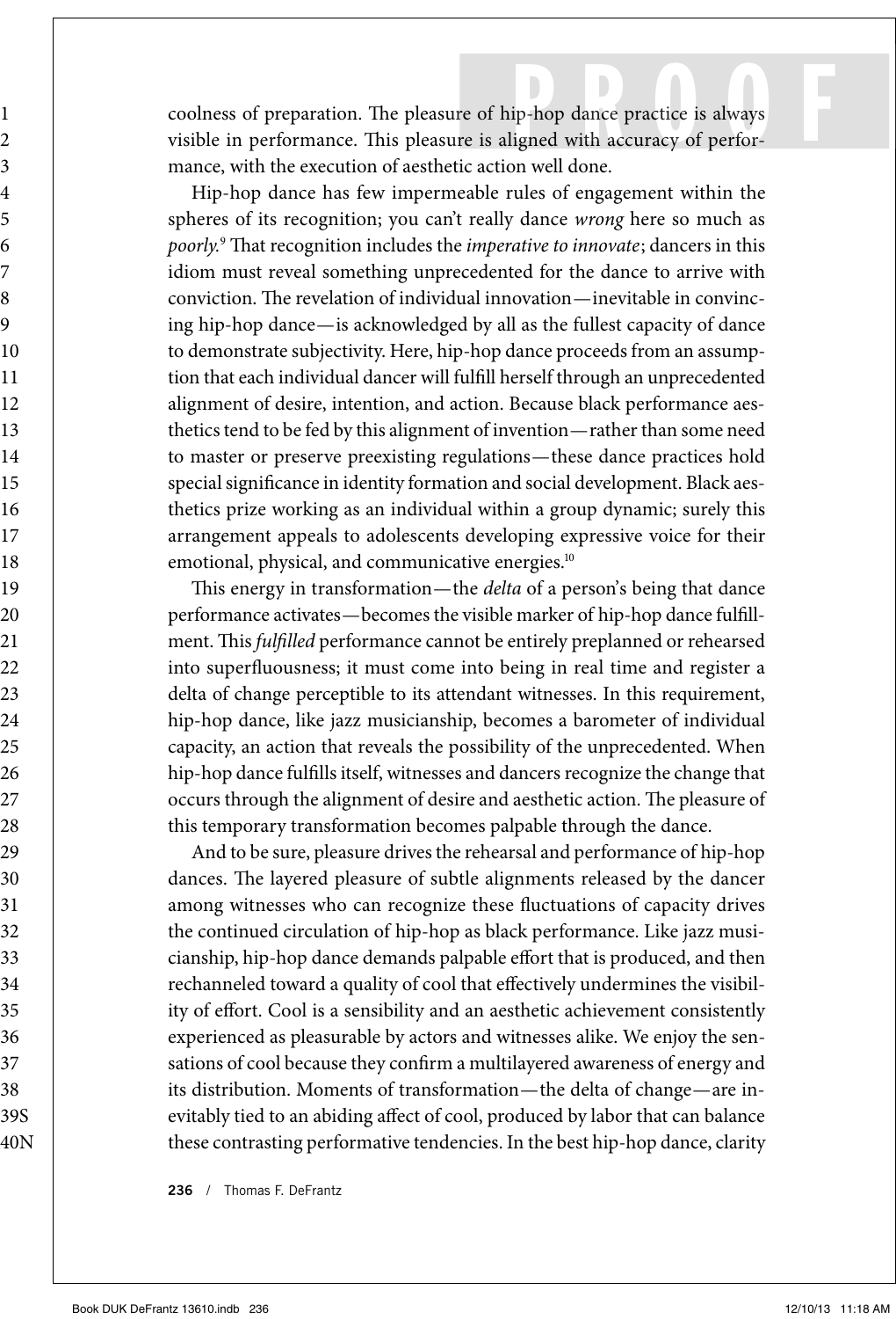coolness of preparation. The pleasure of hip-hop dance practice is always visible in performance. This pleasure is aligned with accuracy of performance, with the execution of aesthetic action well done.

Hip-hop dance has few impermeable rules of engagement within the spheres of its recognition; you can't really dance *wrong* here so much as *poorly.*[9] That recognition includes the *imperative to innovate*; dancers in this idiom must reveal something unprecedented for the dance to arrive with conviction. The revelation of individual innovation—inevitable in convincing hip-hop dance—is acknowledged by all as the fullest capacity of dance to demonstrate subjectivity. Here, hip-hop dance proceeds from an assumption that each individual dancer will fulfill herself through an unprecedented alignment of desire, intention, and action. Because black performance aesthetics tend to be fed by this alignment of invention—rather than some need to master or preserve preexisting regulations—these dance practices hold special significance in identity formation and social development. Black aesthetics prize working as an individual within a group dynamic; surely this arrangement appeals to adolescents developing expressive voice for their emotional, physical, and communicative energies.[10]

This energy in transformation—the *delta* of a person's being that dance performance activates—becomes the visible marker of hip-hop dance fulfillment. This *fulfilled* performance cannot be entirely preplanned or rehearsed into superfluousness; it must come into being in real time and register a delta of change perceptible to its attendant witnesses. In this requirement, hip-hop dance, like jazz musicianship, becomes a barometer of individual capacity, an action that reveals the possibility of the unprecedented. When hip-hop dance fulfills itself, witnesses and dancers recognize the change that occurs through the alignment of desire and aesthetic action. The pleasure of this temporary transformation becomes palpable through the dance.

And to be sure, pleasure drives the rehearsal and performance of hip-hop dances. The layered pleasure of subtle alignments released by the dancer among witnesses who can recognize these fluctuations of capacity drives the continued circulation of hip-hop as black performance. Like jazz musicianship, hip-hop dance demands palpable effort that is produced, and then rechanneled toward a quality of cool that effectively undermines the visibility of effort. Cool is a sensibility and an aesthetic achievement consistently experienced as pleasurable by actors and witnesses alike. We enjoy the sensations of cool because they confirm a multilayered awareness of energy and its distribution. Moments of transformation—the delta of change—are inevitably tied to an abiding affect of cool, produced by labor that can balance these contrasting performative tendencies. In the best hip-hop dance, clarity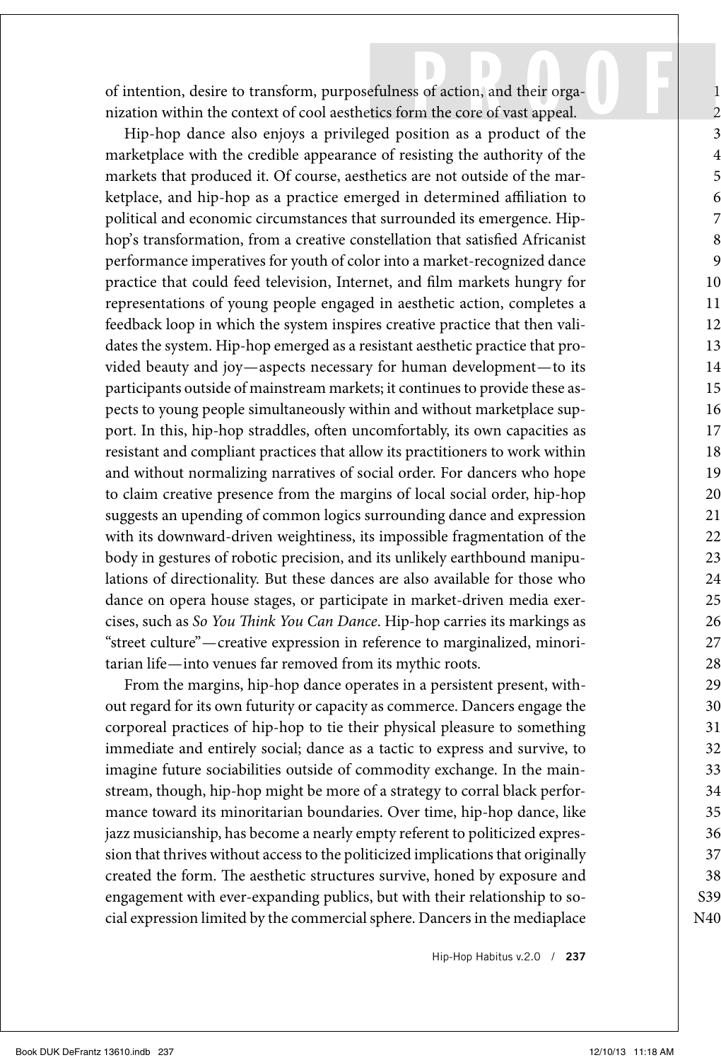of intention, desire to transform, purposefulness of action, and their organization within the context of cool aesthetics form the core of vast appeal.

Hip-hop dance also enjoys a privileged position as a product of the marketplace with the credible appearance of resisting the authority of the markets that produced it. Of course, aesthetics are not outside of the marketplace, and hip-hop as a practice emerged in determined affiliation to political and economic circumstances that surrounded its emergence. Hip-hop's transformation, from a creative constellation that satisfied Africanist performance imperatives for youth of color into a market-recognized dance practice that could feed television, Internet, and film markets hungry for representations of young people engaged in aesthetic action, completes a feedback loop in which the system inspires creative practice that then validates the system. Hip-hop emerged as a resistant aesthetic practice that provided beauty and joy—aspects necessary for human development—to its participants outside of mainstream markets; it continues to provide these aspects to young people simultaneously within and without marketplace support. In this, hip-hop straddles, often uncomfortably, its own capacities as resistant and compliant practices that allow its practitioners to work within and without normalizing narratives of social order. For dancers who hope to claim creative presence from the margins of local social order, hip-hop suggests an upending of common logics surrounding dance and expression with its downward-driven weightiness, its impossible fragmentation of the body in gestures of robotic precision, and its unlikely earthbound manipulations of directionality. But these dances are also available for those who dance on opera house stages, or participate in market-driven media exercises, such as *So You Think You Can Dance*. Hip-hop carries its markings as "street culture"—creative expression in reference to marginalized, minoritarian life—into venues far removed from its mythic roots.

From the margins, hip-hop dance operates in a persistent present, without regard for its own futurity or capacity as commerce. Dancers engage the corporeal practices of hip-hop to tie their physical pleasure to something immediate and entirely social; dance as a tactic to express and survive, to imagine future sociabilities outside of commodity exchange. In the mainstream, though, hip-hop might be more of a strategy to corral black performance toward its minoritarian boundaries. Over time, hip-hop dance, like jazz musicianship, has become a nearly empty referent to politicized expression that thrives without access to the politicized implications that originally created the form. The aesthetic structures survive, honed by exposure and engagement with ever-expanding publics, but with their relationship to social expression limited by the commercial sphere. Dancers in the mediaplace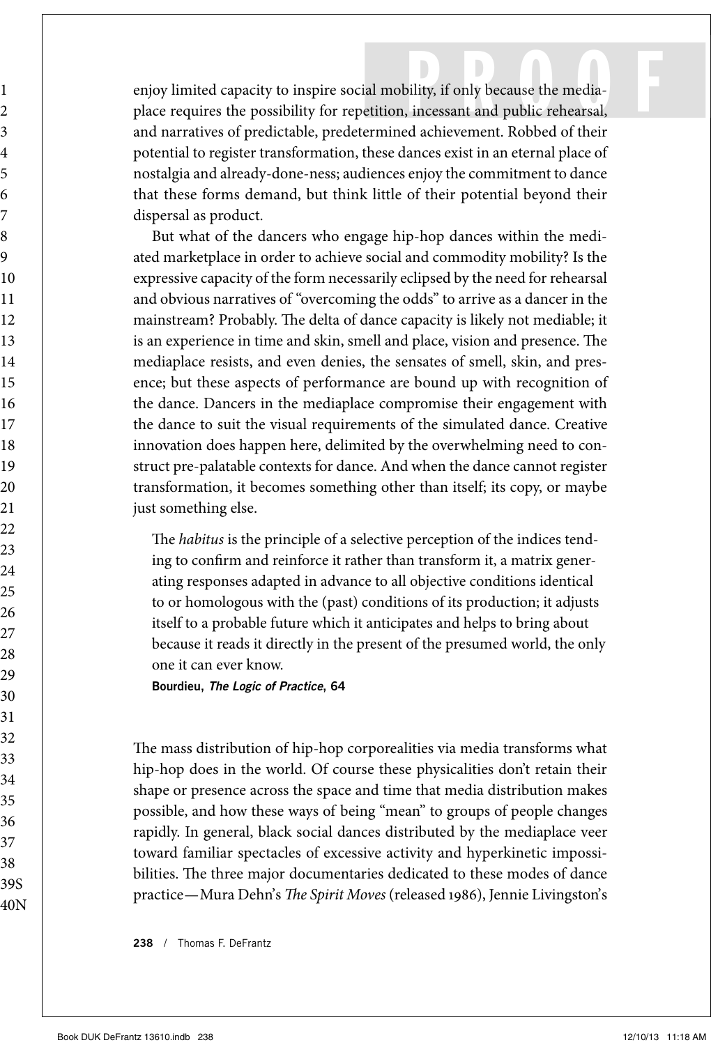enjoy limited capacity to inspire social mobility, if only because the mediaplace requires the possibility for repetition, incessant and public rehearsal, and narratives of predictable, predetermined achievement. Robbed of their potential to register transformation, these dances exist in an eternal place of nostalgia and already-done-ness; audiences enjoy the commitment to dance that these forms demand, but think little of their potential beyond their dispersal as product.

But what of the dancers who engage hip-hop dances within the mediated marketplace in order to achieve social and commodity mobility? Is the expressive capacity of the form necessarily eclipsed by the need for rehearsal and obvious narratives of "overcoming the odds" to arrive as a dancer in the mainstream? Probably. The delta of dance capacity is likely not mediable; it is an experience in time and skin, smell and place, vision and presence. The mediaplace resists, and even denies, the sensates of smell, skin, and presence; but these aspects of performance are bound up with recognition of the dance. Dancers in the mediaplace compromise their engagement with the dance to suit the visual requirements of the simulated dance. Creative innovation does happen here, delimited by the overwhelming need to construct pre-palatable contexts for dance. And when the dance cannot register transformation, it becomes something other than itself; its copy, or maybe just something else.

> The *habitus* is the principle of a selective perception of the indices tending to confirm and reinforce it rather than transform it, a matrix generating responses adapted in advance to all objective conditions identical to or homologous with the (past) conditions of its production; it adjusts itself to a probable future which it anticipates and helps to bring about because it reads it directly in the present of the presumed world, the only one it can ever know.
>
> **Bourdieu, *The Logic of Practice*, 64**

The mass distribution of hip-hop corporealities via media transforms what hip-hop does in the world. Of course these physicalities don't retain their shape or presence across the space and time that media distribution makes possible, and how these ways of being "mean" to groups of people changes rapidly. In general, black social dances distributed by the mediaplace veer toward familiar spectacles of excessive activity and hyperkinetic impossibilities. The three major documentaries dedicated to these modes of dance practice—Mura Dehn's *The Spirit Moves* (released 1986), Jennie Livingston's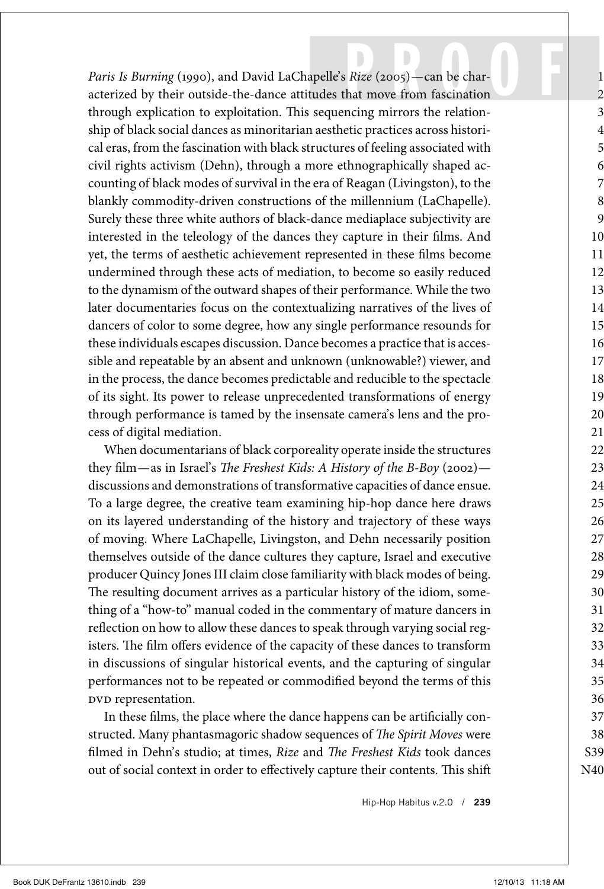*Paris Is Burning* (1990), and David LaChapelle's *Rize* (2005)—can be characterized by their outside-the-dance attitudes that move from fascination through explication to exploitation. This sequencing mirrors the relationship of black social dances as minoritarian aesthetic practices across historical eras, from the fascination with black structures of feeling associated with civil rights activism (Dehn), through a more ethnographically shaped accounting of black modes of survival in the era of Reagan (Livingston), to the blankly commodity-driven constructions of the millennium (LaChapelle). Surely these three white authors of black-dance mediaplace subjectivity are interested in the teleology of the dances they capture in their films. And yet, the terms of aesthetic achievement represented in these films become undermined through these acts of mediation, to become so easily reduced to the dynamism of the outward shapes of their performance. While the two later documentaries focus on the contextualizing narratives of the lives of dancers of color to some degree, how any single performance resounds for these individuals escapes discussion. Dance becomes a practice that is accessible and repeatable by an absent and unknown (unknowable?) viewer, and in the process, the dance becomes predictable and reducible to the spectacle of its sight. Its power to release unprecedented transformations of energy through performance is tamed by the insensate camera's lens and the process of digital mediation.

When documentarians of black corporeality operate inside the structures they film—as in Israel's *The Freshest Kids: A History of the B-Boy* (2002)—discussions and demonstrations of transformative capacities of dance ensue. To a large degree, the creative team examining hip-hop dance here draws on its layered understanding of the history and trajectory of these ways of moving. Where LaChapelle, Livingston, and Dehn necessarily position themselves outside of the dance cultures they capture, Israel and executive producer Quincy Jones III claim close familiarity with black modes of being. The resulting document arrives as a particular history of the idiom, something of a "how-to" manual coded in the commentary of mature dancers in reflection on how to allow these dances to speak through varying social registers. The film offers evidence of the capacity of these dances to transform in discussions of singular historical events, and the capturing of singular performances not to be repeated or commodified beyond the terms of this DVD representation.

In these films, the place where the dance happens can be artificially constructed. Many phantasmagoric shadow sequences of *The Spirit Moves* were filmed in Dehn's studio; at times, *Rize* and *The Freshest Kids* took dances out of social context in order to effectively capture their contents. This shift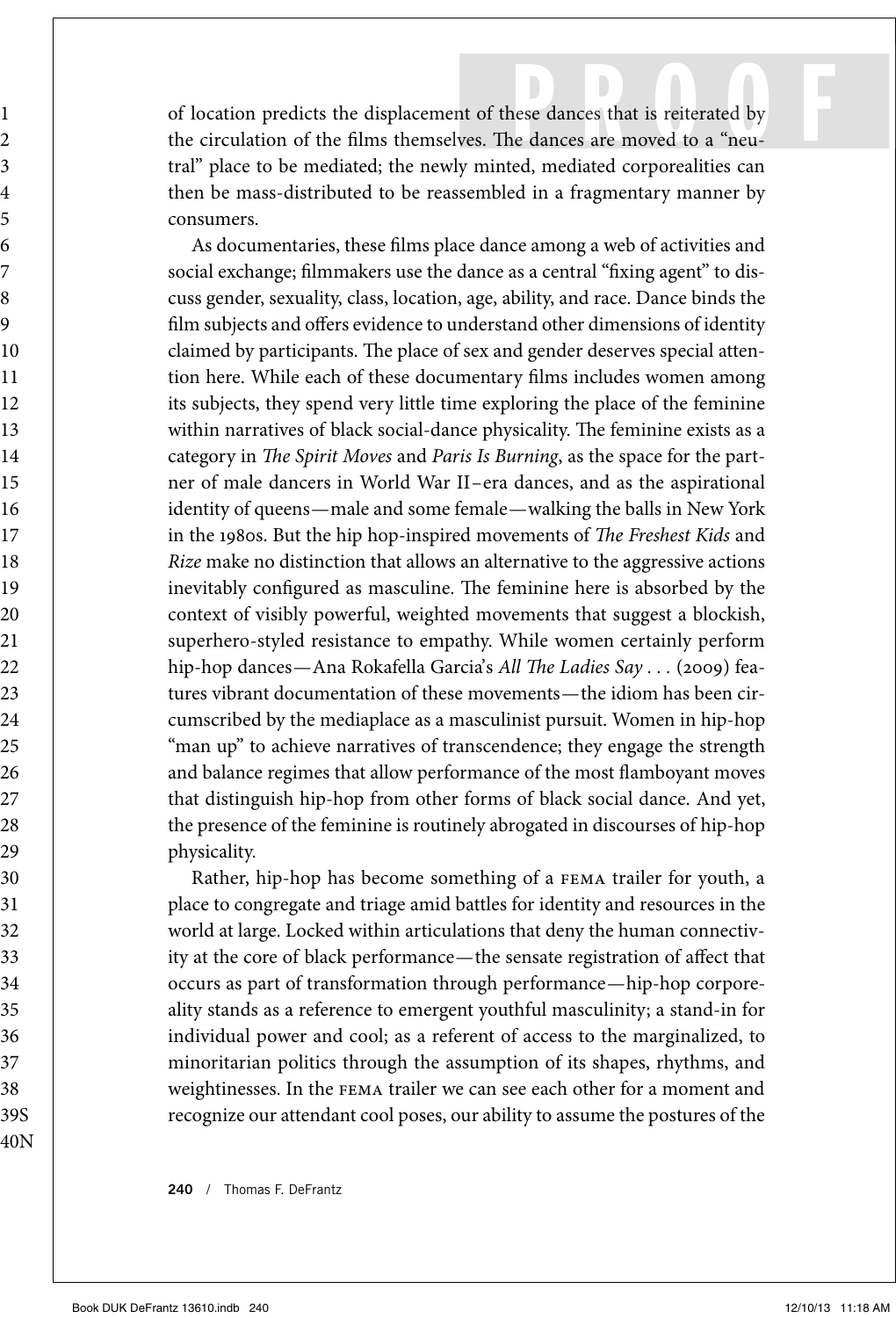of location predicts the displacement of these dances that is reiterated by the circulation of the films themselves. The dances are moved to a "neutral" place to be mediated; the newly minted, mediated corporealities can then be mass-distributed to be reassembled in a fragmentary manner by consumers.

As documentaries, these films place dance among a web of activities and social exchange; filmmakers use the dance as a central "fixing agent" to discuss gender, sexuality, class, location, age, ability, and race. Dance binds the film subjects and offers evidence to understand other dimensions of identity claimed by participants. The place of sex and gender deserves special attention here. While each of these documentary films includes women among its subjects, they spend very little time exploring the place of the feminine within narratives of black social-dance physicality. The feminine exists as a category in *The Spirit Moves* and *Paris Is Burning*, as the space for the partner of male dancers in World War II–era dances, and as the aspirational identity of queens—male and some female—walking the balls in New York in the 1980s. But the hip hop-inspired movements of *The Freshest Kids* and *Rize* make no distinction that allows an alternative to the aggressive actions inevitably configured as masculine. The feminine here is absorbed by the context of visibly powerful, weighted movements that suggest a blockish, superhero-styled resistance to empathy. While women certainly perform hip-hop dances—Ana Rokafella Garcia's *All The Ladies Say . . .* (2009) features vibrant documentation of these movements—the idiom has been circumscribed by the mediaplace as a masculinist pursuit. Women in hip-hop "man up" to achieve narratives of transcendence; they engage the strength and balance regimes that allow performance of the most flamboyant moves that distinguish hip-hop from other forms of black social dance. And yet, the presence of the feminine is routinely abrogated in discourses of hip-hop physicality.

Rather, hip-hop has become something of a FEMA trailer for youth, a place to congregate and triage amid battles for identity and resources in the world at large. Locked within articulations that deny the human connectivity at the core of black performance—the sensate registration of affect that occurs as part of transformation through performance—hip-hop corporeality stands as a reference to emergent youthful masculinity; a stand-in for individual power and cool; as a referent of access to the marginalized, to minoritarian politics through the assumption of its shapes, rhythms, and weightinesses. In the FEMA trailer we can see each other for a moment and recognize our attendant cool poses, our ability to assume the postures of the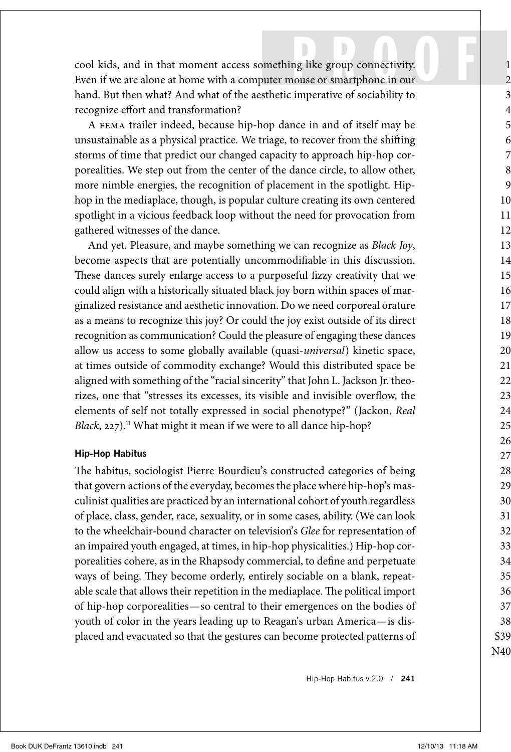cool kids, and in that moment access something like group connectivity. Even if we are alone at home with a computer mouse or smartphone in our hand. But then what? And what of the aesthetic imperative of sociability to recognize effort and transformation?

A FEMA trailer indeed, because hip-hop dance in and of itself may be unsustainable as a physical practice. We triage, to recover from the shifting storms of time that predict our changed capacity to approach hip-hop corporealities. We step out from the center of the dance circle, to allow other, more nimble energies, the recognition of placement in the spotlight. Hip-hop in the mediaplace, though, is popular culture creating its own centered spotlight in a vicious feedback loop without the need for provocation from gathered witnesses of the dance.

And yet. Pleasure, and maybe something we can recognize as *Black Joy*, become aspects that are potentially uncommodifiable in this discussion. These dances surely enlarge access to a purposeful fizzy creativity that we could align with a historically situated black joy born within spaces of marginalized resistance and aesthetic innovation. Do we need corporeal orature as a means to recognize this joy? Or could the joy exist outside of its direct recognition as communication? Could the pleasure of engaging these dances allow us access to some globally available (quasi-*universal*) kinetic space, at times outside of commodity exchange? Would this distributed space be aligned with something of the "racial sincerity" that John L. Jackson Jr. theorizes, one that "stresses its excesses, its visible and invisible overflow, the elements of self not totally expressed in social phenotype?" (Jackon, *Real Black*, 227).[11] What might it mean if we were to all dance hip-hop?

### Hip-Hop Habitus

The habitus, sociologist Pierre Bourdieu's constructed categories of being that govern actions of the everyday, becomes the place where hip-hop's masculinist qualities are practiced by an international cohort of youth regardless of place, class, gender, race, sexuality, or in some cases, ability. (We can look to the wheelchair-bound character on television's *Glee* for representation of an impaired youth engaged, at times, in hip-hop physicalities.) Hip-hop corporealities cohere, as in the Rhapsody commercial, to define and perpetuate ways of being. They become orderly, entirely sociable on a blank, repeatable scale that allows their repetition in the mediaplace. The political import of hip-hop corporealities—so central to their emergences on the bodies of youth of color in the years leading up to Reagan's urban America—is displaced and evacuated so that the gestures can become protected patterns of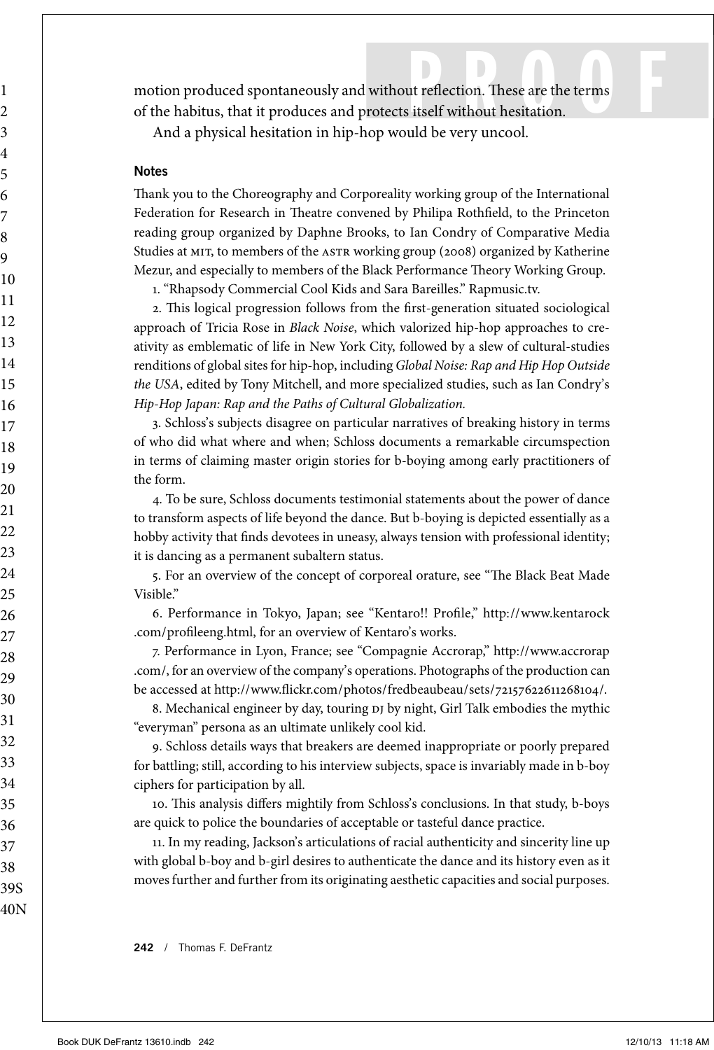motion produced spontaneously and without reflection. These are the terms of the habitus, that it produces and protects itself without hesitation.

And a physical hesitation in hip-hop would be very uncool.

### Notes

Thank you to the Choreography and Corporeality working group of the International Federation for Research in Theatre convened by Philipa Rothfield, to the Princeton reading group organized by Daphne Brooks, to Ian Condry of Comparative Media Studies at MIT, to members of the ASTR working group (2008) organized by Katherine Mezur, and especially to members of the Black Performance Theory Working Group.

1. "Rhapsody Commercial Cool Kids and Sara Bareilles." Rapmusic.tv.

2. This logical progression follows from the first-generation situated sociological approach of Tricia Rose in *Black Noise*, which valorized hip-hop approaches to creativity as emblematic of life in New York City, followed by a slew of cultural-studies renditions of global sites for hip-hop, including *Global Noise: Rap and Hip Hop Outside the USA*, edited by Tony Mitchell, and more specialized studies, such as Ian Condry's *Hip-Hop Japan: Rap and the Paths of Cultural Globalization.*

3. Schloss's subjects disagree on particular narratives of breaking history in terms of who did what where and when; Schloss documents a remarkable circumspection in terms of claiming master origin stories for b-boying among early practitioners of the form.

4. To be sure, Schloss documents testimonial statements about the power of dance to transform aspects of life beyond the dance. But b-boying is depicted essentially as a hobby activity that finds devotees in uneasy, always tension with professional identity; it is dancing as a permanent subaltern status.

5. For an overview of the concept of corporeal orature, see "The Black Beat Made Visible."

6. Performance in Tokyo, Japan; see "Kentaro!! Profile," http://www.kentarock.com/profileeng.html, for an overview of Kentaro's works.

7. Performance in Lyon, France; see "Compagnie Accrorap," http://www.accrorap.com/, for an overview of the company's operations. Photographs of the production can be accessed at http://www.flickr.com/photos/fredbeaubeau/sets/72157622611268104/.

8. Mechanical engineer by day, touring DJ by night, Girl Talk embodies the mythic "everyman" persona as an ultimate unlikely cool kid.

9. Schloss details ways that breakers are deemed inappropriate or poorly prepared for battling; still, according to his interview subjects, space is invariably made in b-boy ciphers for participation by all.

10. This analysis differs mightily from Schloss's conclusions. In that study, b-boys are quick to police the boundaries of acceptable or tasteful dance practice.

11. In my reading, Jackson's articulations of racial authenticity and sincerity line up with global b-boy and b-girl desires to authenticate the dance and its history even as it moves further and further from its originating aesthetic capacities and social purposes.